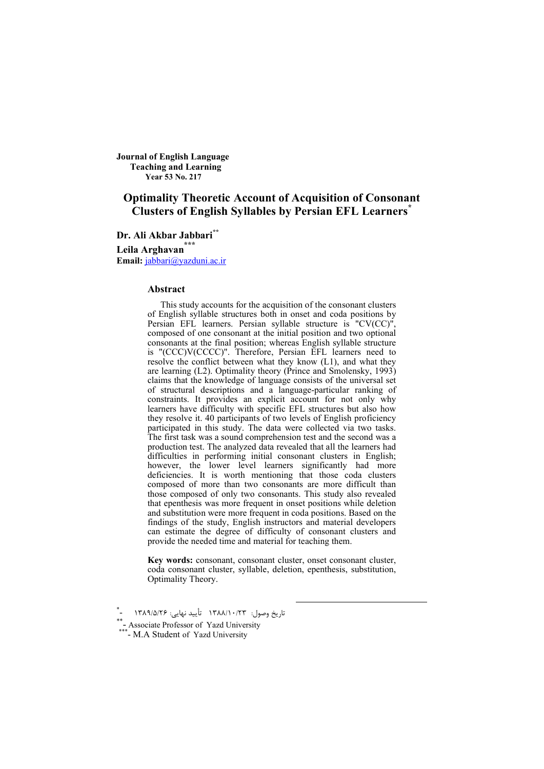**Journal of English Language Teaching and Learning**
**Year 53 No. 217**

# Optimality Theoretic Account of Acquisition of Consonant Clusters of English Syllables by Persian EFL Learners[*]

**Dr. Ali Akbar Jabbari**[**]

**Leila Arghavan**[***]

**Email:** jabbari@yazduni.ac.ir

## Abstract

This study accounts for the acquisition of the consonant clusters of English syllable structures both in onset and coda positions by Persian EFL learners. Persian syllable structure is "CV(CC)", composed of one consonant at the initial position and two optional consonants at the final position; whereas English syllable structure is "(CCC)V(CCCC)". Therefore, Persian EFL learners need to resolve the conflict between what they know (L1), and what they are learning (L2). Optimality theory (Prince and Smolensky, 1993) claims that the knowledge of language consists of the universal set of structural descriptions and a language-particular ranking of constraints. It provides an explicit account for not only why learners have difficulty with specific EFL structures but also how they resolve it. 40 participants of two levels of English proficiency participated in this study. The data were collected via two tasks. The first task was a sound comprehension test and the second was a production test. The analyzed data revealed that all the learners had difficulties in performing initial consonant clusters in English; however, the lower level learners significantly had more deficiencies. It is worth mentioning that those coda clusters composed of more than two consonants are more difficult than those composed of only two consonants. This study also revealed that epenthesis was more frequent in onset positions while deletion and substitution were more frequent in coda positions. Based on the findings of the study, English instructors and material developers can estimate the degree of difficulty of consonant clusters and provide the needed time and material for teaching them.

**Key words:** consonant, consonant cluster, onset consonant cluster, coda consonant cluster, syllable, deletion, epenthesis, substitution, Optimality Theory.

---

[*]- تاریخ وصول: ۱۳۸۸/۱۰/۲۳ تأیید نهایی: ۱۳۸۹/۵/۲۶

[**]- Associate Professor of Yazd University

[***]- M.A Student of Yazd University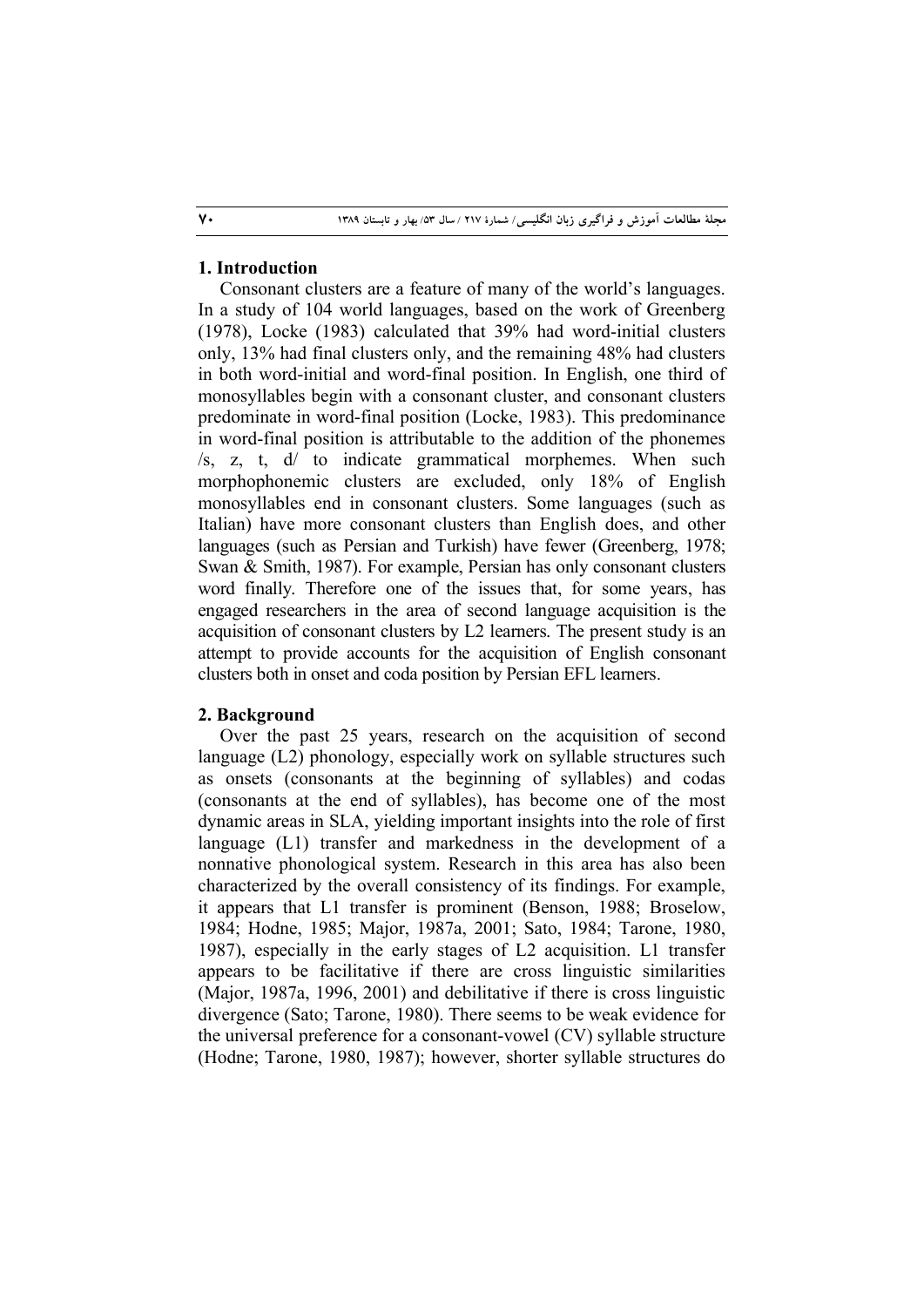## 1. Introduction

Consonant clusters are a feature of many of the world's languages. In a study of 104 world languages, based on the work of Greenberg (1978), Locke (1983) calculated that 39% had word-initial clusters only, 13% had final clusters only, and the remaining 48% had clusters in both word-initial and word-final position. In English, one third of monosyllables begin with a consonant cluster, and consonant clusters predominate in word-final position (Locke, 1983). This predominance in word-final position is attributable to the addition of the phonemes /s, z, t, d/ to indicate grammatical morphemes. When such morphophonemic clusters are excluded, only 18% of English monosyllables end in consonant clusters. Some languages (such as Italian) have more consonant clusters than English does, and other languages (such as Persian and Turkish) have fewer (Greenberg, 1978; Swan & Smith, 1987). For example, Persian has only consonant clusters word finally. Therefore one of the issues that, for some years, has engaged researchers in the area of second language acquisition is the acquisition of consonant clusters by L2 learners. The present study is an attempt to provide accounts for the acquisition of English consonant clusters both in onset and coda position by Persian EFL learners.

## 2. Background

Over the past 25 years, research on the acquisition of second language (L2) phonology, especially work on syllable structures such as onsets (consonants at the beginning of syllables) and codas (consonants at the end of syllables), has become one of the most dynamic areas in SLA, yielding important insights into the role of first language (L1) transfer and markedness in the development of a nonnative phonological system. Research in this area has also been characterized by the overall consistency of its findings. For example, it appears that L1 transfer is prominent (Benson, 1988; Broselow, 1984; Hodne, 1985; Major, 1987a, 2001; Sato, 1984; Tarone, 1980, 1987), especially in the early stages of L2 acquisition. L1 transfer appears to be facilitative if there are cross linguistic similarities (Major, 1987a, 1996, 2001) and debilitative if there is cross linguistic divergence (Sato; Tarone, 1980). There seems to be weak evidence for the universal preference for a consonant-vowel (CV) syllable structure (Hodne; Tarone, 1980, 1987); however, shorter syllable structures do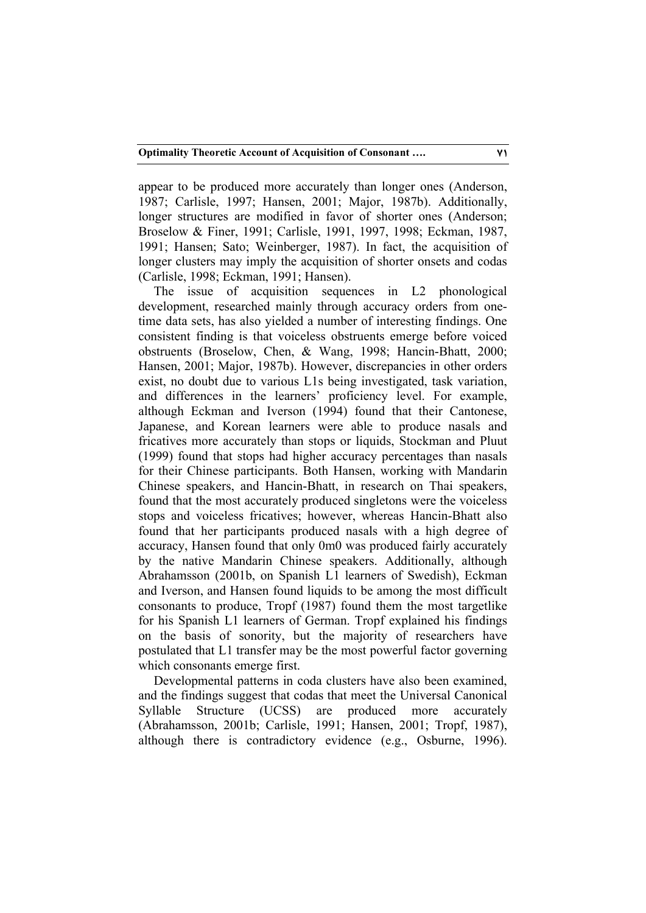appear to be produced more accurately than longer ones (Anderson, 1987; Carlisle, 1997; Hansen, 2001; Major, 1987b). Additionally, longer structures are modified in favor of shorter ones (Anderson; Broselow & Finer, 1991; Carlisle, 1991, 1997, 1998; Eckman, 1987, 1991; Hansen; Sato; Weinberger, 1987). In fact, the acquisition of longer clusters may imply the acquisition of shorter onsets and codas (Carlisle, 1998; Eckman, 1991; Hansen).

The issue of acquisition sequences in L2 phonological development, researched mainly through accuracy orders from one-time data sets, has also yielded a number of interesting findings. One consistent finding is that voiceless obstruents emerge before voiced obstruents (Broselow, Chen, & Wang, 1998; Hancin-Bhatt, 2000; Hansen, 2001; Major, 1987b). However, discrepancies in other orders exist, no doubt due to various L1s being investigated, task variation, and differences in the learners' proficiency level. For example, although Eckman and Iverson (1994) found that their Cantonese, Japanese, and Korean learners were able to produce nasals and fricatives more accurately than stops or liquids, Stockman and Pluut (1999) found that stops had higher accuracy percentages than nasals for their Chinese participants. Both Hansen, working with Mandarin Chinese speakers, and Hancin-Bhatt, in research on Thai speakers, found that the most accurately produced singletons were the voiceless stops and voiceless fricatives; however, whereas Hancin-Bhatt also found that her participants produced nasals with a high degree of accuracy, Hansen found that only 0m0 was produced fairly accurately by the native Mandarin Chinese speakers. Additionally, although Abrahamsson (2001b, on Spanish L1 learners of Swedish), Eckman and Iverson, and Hansen found liquids to be among the most difficult consonants to produce, Tropf (1987) found them the most targetlike for his Spanish L1 learners of German. Tropf explained his findings on the basis of sonority, but the majority of researchers have postulated that L1 transfer may be the most powerful factor governing which consonants emerge first.

Developmental patterns in coda clusters have also been examined, and the findings suggest that codas that meet the Universal Canonical Syllable Structure (UCSS) are produced more accurately (Abrahamsson, 2001b; Carlisle, 1991; Hansen, 2001; Tropf, 1987), although there is contradictory evidence (e.g., Osburne, 1996).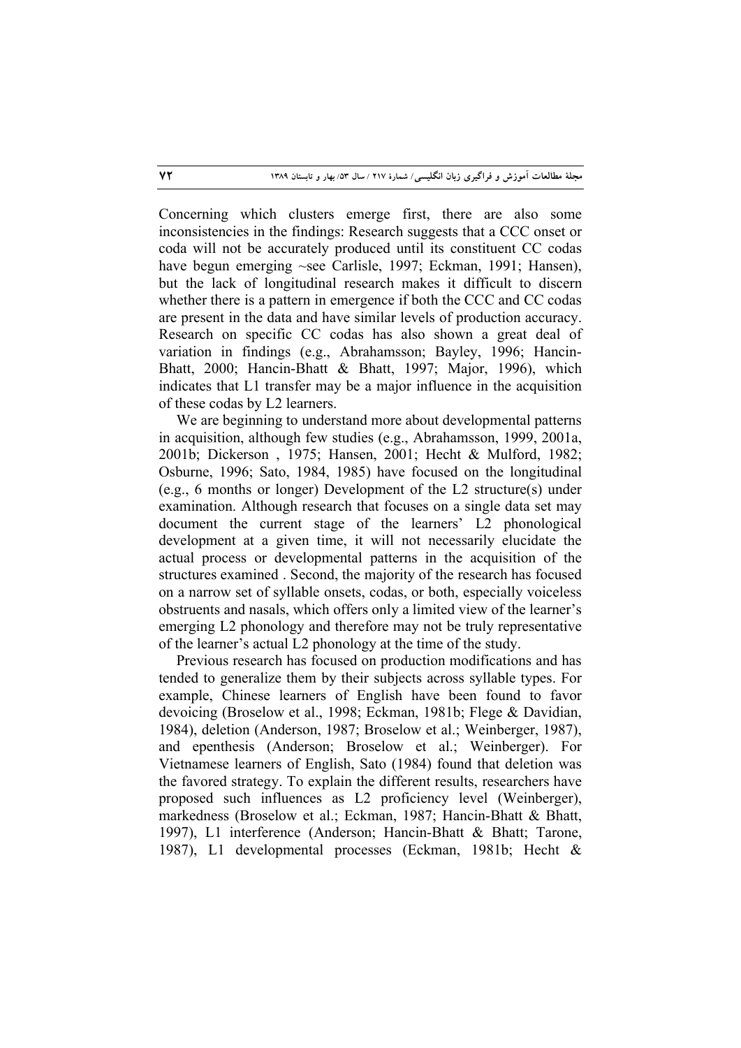Concerning which clusters emerge first, there are also some inconsistencies in the findings: Research suggests that a CCC onset or coda will not be accurately produced until its constituent CC codas have begun emerging ~see Carlisle, 1997; Eckman, 1991; Hansen), but the lack of longitudinal research makes it difficult to discern whether there is a pattern in emergence if both the CCC and CC codas are present in the data and have similar levels of production accuracy. Research on specific CC codas has also shown a great deal of variation in findings (e.g., Abrahamsson; Bayley, 1996; Hancin-Bhatt, 2000; Hancin-Bhatt & Bhatt, 1997; Major, 1996), which indicates that L1 transfer may be a major influence in the acquisition of these codas by L2 learners.

We are beginning to understand more about developmental patterns in acquisition, although few studies (e.g., Abrahamsson, 1999, 2001a, 2001b; Dickerson , 1975; Hansen, 2001; Hecht & Mulford, 1982; Osburne, 1996; Sato, 1984, 1985) have focused on the longitudinal (e.g., 6 months or longer) Development of the L2 structure(s) under examination. Although research that focuses on a single data set may document the current stage of the learners' L2 phonological development at a given time, it will not necessarily elucidate the actual process or developmental patterns in the acquisition of the structures examined . Second, the majority of the research has focused on a narrow set of syllable onsets, codas, or both, especially voiceless obstruents and nasals, which offers only a limited view of the learner's emerging L2 phonology and therefore may not be truly representative of the learner's actual L2 phonology at the time of the study.

Previous research has focused on production modifications and has tended to generalize them by their subjects across syllable types. For example, Chinese learners of English have been found to favor devoicing (Broselow et al., 1998; Eckman, 1981b; Flege & Davidian, 1984), deletion (Anderson, 1987; Broselow et al.; Weinberger, 1987), and epenthesis (Anderson; Broselow et al.; Weinberger). For Vietnamese learners of English, Sato (1984) found that deletion was the favored strategy. To explain the different results, researchers have proposed such influences as L2 proficiency level (Weinberger), markedness (Broselow et al.; Eckman, 1987; Hancin-Bhatt & Bhatt, 1997), L1 interference (Anderson; Hancin-Bhatt & Bhatt; Tarone, 1987), L1 developmental processes (Eckman, 1981b; Hecht &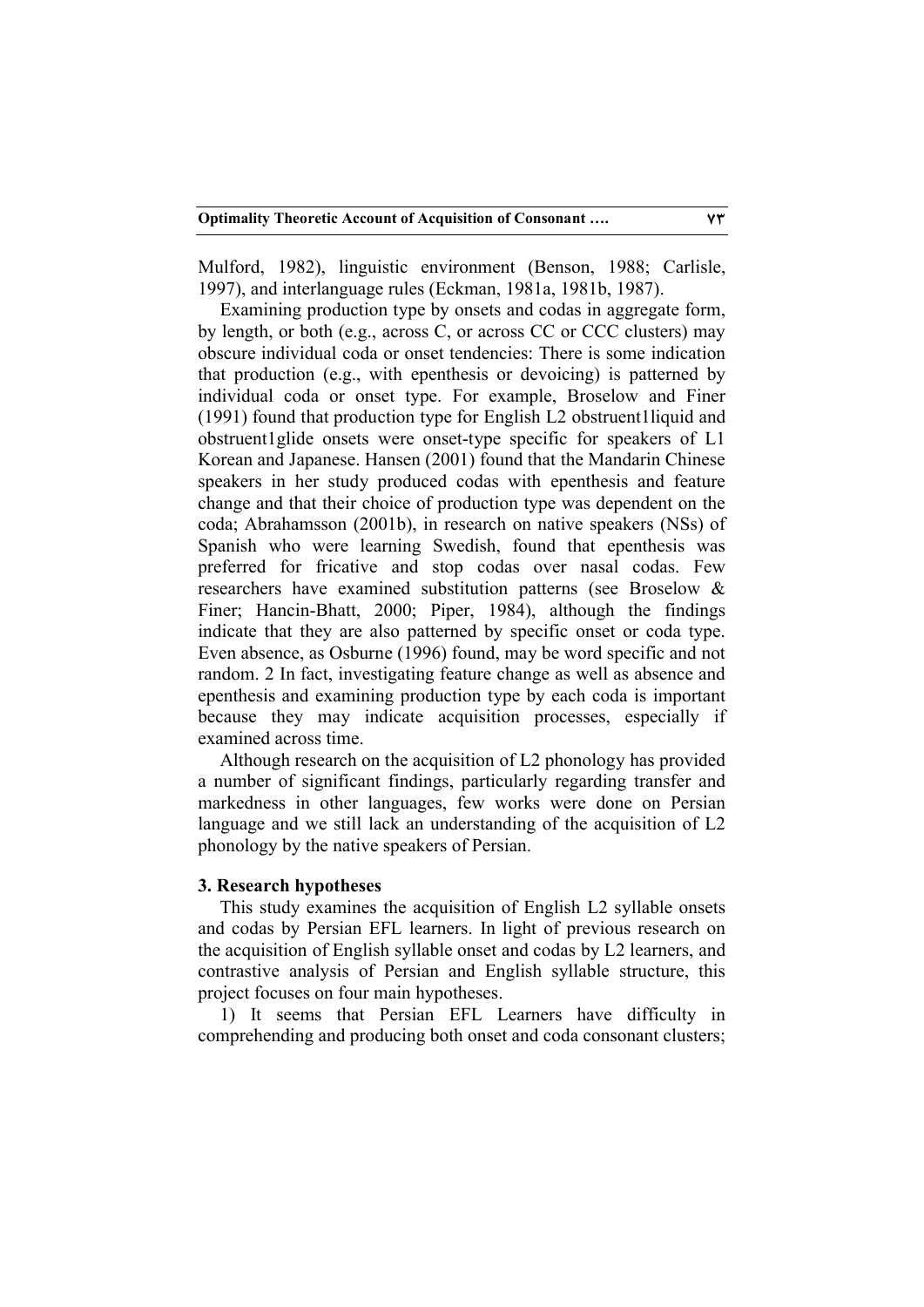Mulford, 1982), linguistic environment (Benson, 1988; Carlisle, 1997), and interlanguage rules (Eckman, 1981a, 1981b, 1987).

Examining production type by onsets and codas in aggregate form, by length, or both (e.g., across C, or across CC or CCC clusters) may obscure individual coda or onset tendencies: There is some indication that production (e.g., with epenthesis or devoicing) is patterned by individual coda or onset type. For example, Broselow and Finer (1991) found that production type for English L2 obstruent1liquid and obstruent1glide onsets were onset-type specific for speakers of L1 Korean and Japanese. Hansen (2001) found that the Mandarin Chinese speakers in her study produced codas with epenthesis and feature change and that their choice of production type was dependent on the coda; Abrahamsson (2001b), in research on native speakers (NSs) of Spanish who were learning Swedish, found that epenthesis was preferred for fricative and stop codas over nasal codas. Few researchers have examined substitution patterns (see Broselow & Finer; Hancin-Bhatt, 2000; Piper, 1984), although the findings indicate that they are also patterned by specific onset or coda type. Even absence, as Osburne (1996) found, may be word specific and not random. 2 In fact, investigating feature change as well as absence and epenthesis and examining production type by each coda is important because they may indicate acquisition processes, especially if examined across time.

Although research on the acquisition of L2 phonology has provided a number of significant findings, particularly regarding transfer and markedness in other languages, few works were done on Persian language and we still lack an understanding of the acquisition of L2 phonology by the native speakers of Persian.

## 3. Research hypotheses

This study examines the acquisition of English L2 syllable onsets and codas by Persian EFL learners. In light of previous research on the acquisition of English syllable onset and codas by L2 learners, and contrastive analysis of Persian and English syllable structure, this project focuses on four main hypotheses.

1) It seems that Persian EFL Learners have difficulty in comprehending and producing both onset and coda consonant clusters;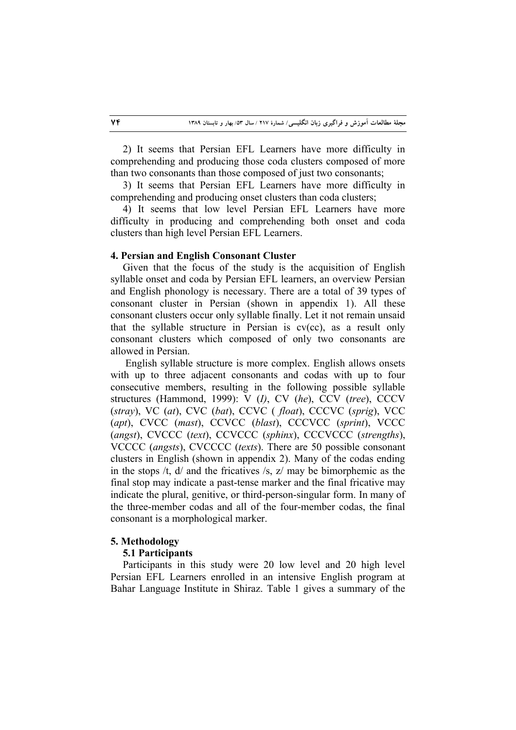2) It seems that Persian EFL Learners have more difficulty in comprehending and producing those coda clusters composed of more than two consonants than those composed of just two consonants;

3) It seems that Persian EFL Learners have more difficulty in comprehending and producing onset clusters than coda clusters;

4) It seems that low level Persian EFL Learners have more difficulty in producing and comprehending both onset and coda clusters than high level Persian EFL Learners.

**4. Persian and English Consonant Cluster**

Given that the focus of the study is the acquisition of English syllable onset and coda by Persian EFL learners, an overview Persian and English phonology is necessary. There are a total of 39 types of consonant cluster in Persian (shown in appendix 1). All these consonant clusters occur only syllable finally. Let it not remain unsaid that the syllable structure in Persian is cv(cc), as a result only consonant clusters which composed of only two consonants are allowed in Persian.

English syllable structure is more complex. English allows onsets with up to three adjacent consonants and codas with up to four consecutive members, resulting in the following possible syllable structures (Hammond, 1999): V (*I)*, CV (*he*), CCV (*tree*), CCCV (*stray*), VC (*at*), CVC (*bat*), CCVC ( *float*), CCCVC (*sprig*), VCC (*apt*), CVCC (*mast*), CCVCC (*blast*), CCCVCC (*sprint*), VCCC (*angst*), CVCCC (*text*), CCVCCC (*sphinx*), CCCVCCC (*strengths*), VCCCC (*angsts*), CVCCCC (*texts*). There are 50 possible consonant clusters in English (shown in appendix 2). Many of the codas ending in the stops /t, d/ and the fricatives /s, z/ may be bimorphemic as the final stop may indicate a past-tense marker and the final fricative may indicate the plural, genitive, or third-person-singular form. In many of the three-member codas and all of the four-member codas, the final consonant is a morphological marker.

**5. Methodology**

**5.1 Participants**

Participants in this study were 20 low level and 20 high level Persian EFL Learners enrolled in an intensive English program at Bahar Language Institute in Shiraz. Table 1 gives a summary of the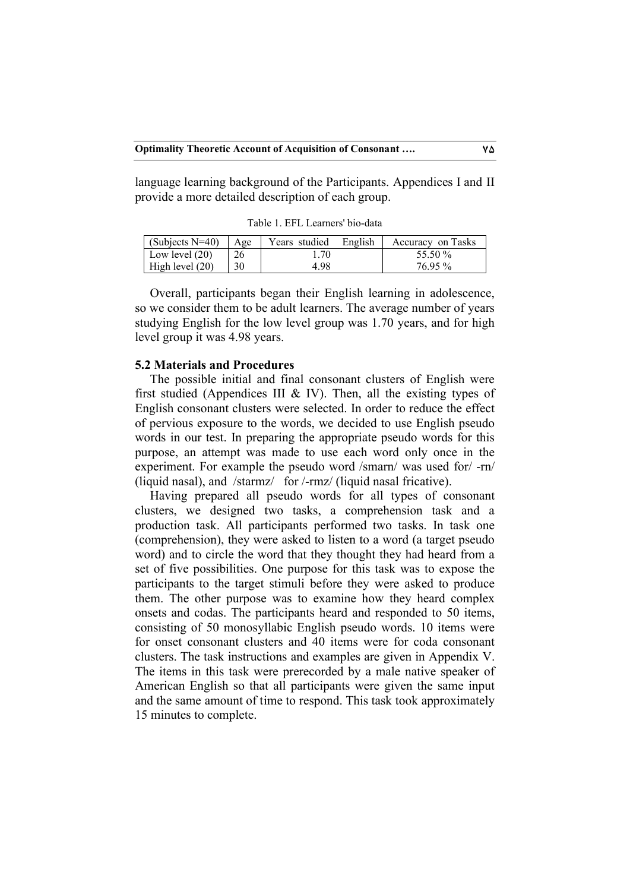language learning background of the Participants. Appendices I and II provide a more detailed description of each group.

Table 1. EFL Learners' bio-data

| (Subjects N=40) | Age | Years studied English | Accuracy on Tasks |
|---|---|---|---|
| Low level (20) | 26 | 1.70 | 55.50 % |
| High level (20) | 30 | 4.98 | 76.95 % |

Overall, participants began their English learning in adolescence, so we consider them to be adult learners. The average number of years studying English for the low level group was 1.70 years, and for high level group it was 4.98 years.

### 5.2 Materials and Procedures

The possible initial and final consonant clusters of English were first studied (Appendices III & IV). Then, all the existing types of English consonant clusters were selected. In order to reduce the effect of pervious exposure to the words, we decided to use English pseudo words in our test. In preparing the appropriate pseudo words for this purpose, an attempt was made to use each word only once in the experiment. For example the pseudo word /smarn/ was used for/ -rn/ (liquid nasal), and /starmz/ for /-rmz/ (liquid nasal fricative).

Having prepared all pseudo words for all types of consonant clusters, we designed two tasks, a comprehension task and a production task. All participants performed two tasks. In task one (comprehension), they were asked to listen to a word (a target pseudo word) and to circle the word that they thought they had heard from a set of five possibilities. One purpose for this task was to expose the participants to the target stimuli before they were asked to produce them. The other purpose was to examine how they heard complex onsets and codas. The participants heard and responded to 50 items, consisting of 50 monosyllabic English pseudo words. 10 items were for onset consonant clusters and 40 items were for coda consonant clusters. The task instructions and examples are given in Appendix V. The items in this task were prerecorded by a male native speaker of American English so that all participants were given the same input and the same amount of time to respond. This task took approximately 15 minutes to complete.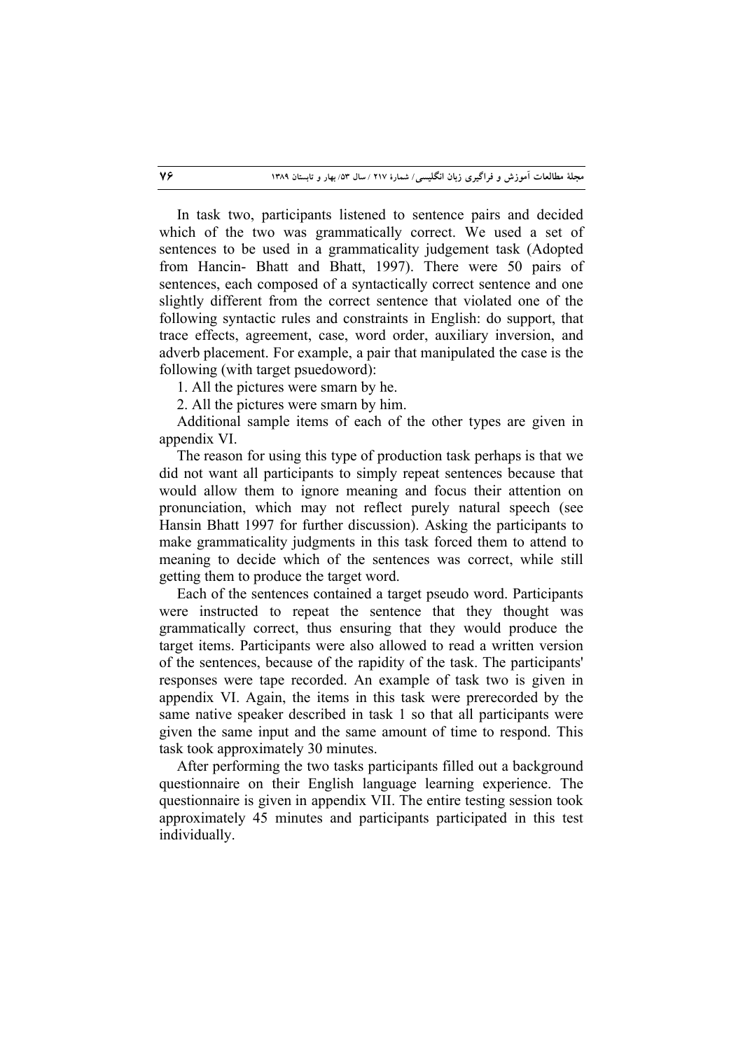In task two, participants listened to sentence pairs and decided which of the two was grammatically correct. We used a set of sentences to be used in a grammaticality judgement task (Adopted from Hancin- Bhatt and Bhatt, 1997). There were 50 pairs of sentences, each composed of a syntactically correct sentence and one slightly different from the correct sentence that violated one of the following syntactic rules and constraints in English: do support, that trace effects, agreement, case, word order, auxiliary inversion, and adverb placement. For example, a pair that manipulated the case is the following (with target psuedoword):

1. All the pictures were smarn by he.

2. All the pictures were smarn by him.

Additional sample items of each of the other types are given in appendix VI.

The reason for using this type of production task perhaps is that we did not want all participants to simply repeat sentences because that would allow them to ignore meaning and focus their attention on pronunciation, which may not reflect purely natural speech (see Hansin Bhatt 1997 for further discussion). Asking the participants to make grammaticality judgments in this task forced them to attend to meaning to decide which of the sentences was correct, while still getting them to produce the target word.

Each of the sentences contained a target pseudo word. Participants were instructed to repeat the sentence that they thought was grammatically correct, thus ensuring that they would produce the target items. Participants were also allowed to read a written version of the sentences, because of the rapidity of the task. The participants' responses were tape recorded. An example of task two is given in appendix VI. Again, the items in this task were prerecorded by the same native speaker described in task 1 so that all participants were given the same input and the same amount of time to respond. This task took approximately 30 minutes.

After performing the two tasks participants filled out a background questionnaire on their English language learning experience. The questionnaire is given in appendix VII. The entire testing session took approximately 45 minutes and participants participated in this test individually.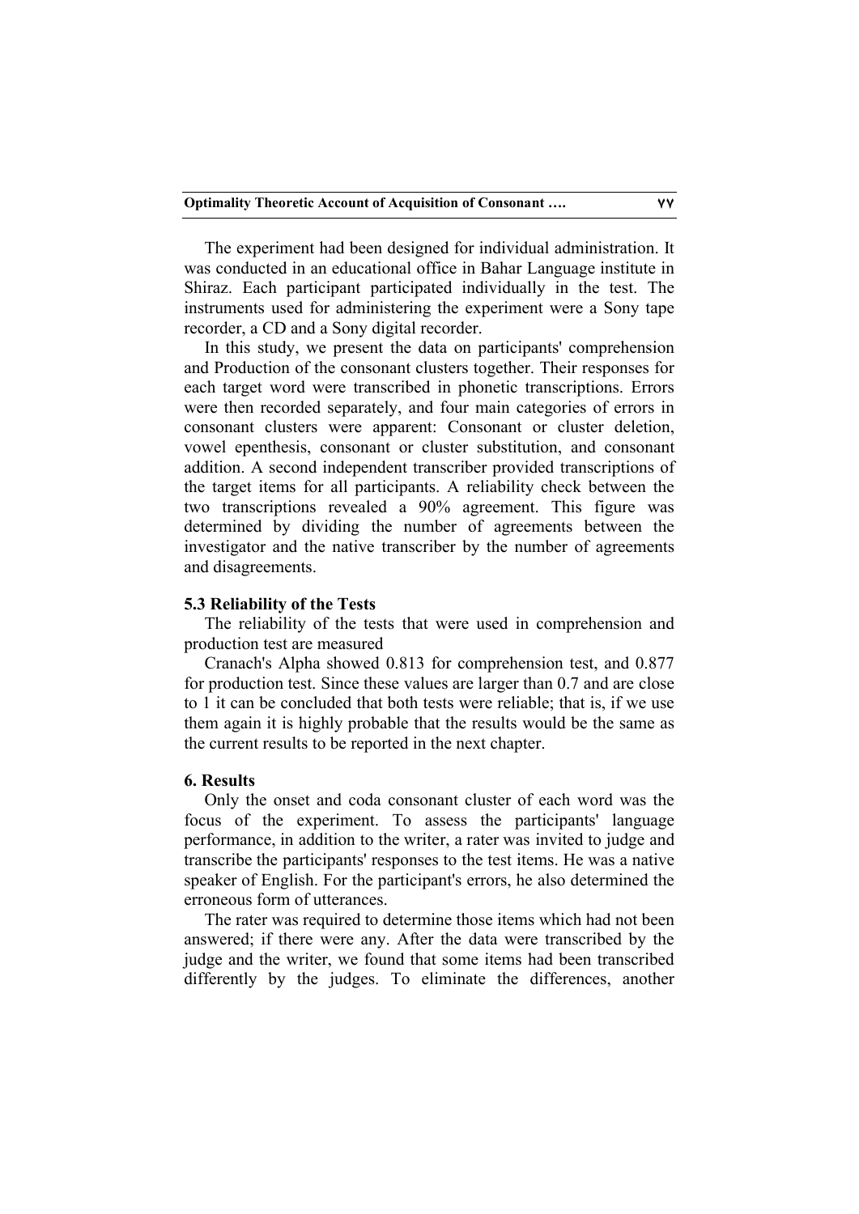The experiment had been designed for individual administration. It was conducted in an educational office in Bahar Language institute in Shiraz. Each participant participated individually in the test. The instruments used for administering the experiment were a Sony tape recorder, a CD and a Sony digital recorder.

In this study, we present the data on participants' comprehension and Production of the consonant clusters together. Their responses for each target word were transcribed in phonetic transcriptions. Errors were then recorded separately, and four main categories of errors in consonant clusters were apparent: Consonant or cluster deletion, vowel epenthesis, consonant or cluster substitution, and consonant addition. A second independent transcriber provided transcriptions of the target items for all participants. A reliability check between the two transcriptions revealed a 90% agreement. This figure was determined by dividing the number of agreements between the investigator and the native transcriber by the number of agreements and disagreements.

### 5.3 Reliability of the Tests

The reliability of the tests that were used in comprehension and production test are measured

Cranach's Alpha showed 0.813 for comprehension test, and 0.877 for production test. Since these values are larger than 0.7 and are close to 1 it can be concluded that both tests were reliable; that is, if we use them again it is highly probable that the results would be the same as the current results to be reported in the next chapter.

## 6. Results

Only the onset and coda consonant cluster of each word was the focus of the experiment. To assess the participants' language performance, in addition to the writer, a rater was invited to judge and transcribe the participants' responses to the test items. He was a native speaker of English. For the participant's errors, he also determined the erroneous form of utterances.

The rater was required to determine those items which had not been answered; if there were any. After the data were transcribed by the judge and the writer, we found that some items had been transcribed differently by the judges. To eliminate the differences, another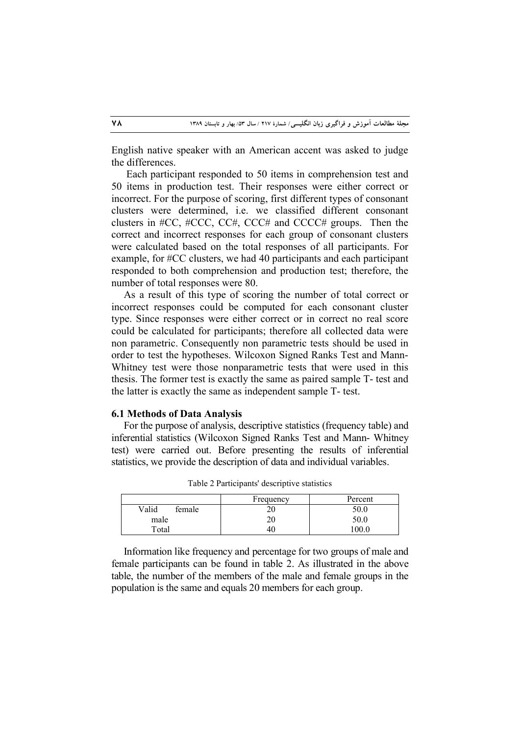English native speaker with an American accent was asked to judge the differences.

Each participant responded to 50 items in comprehension test and 50 items in production test. Their responses were either correct or incorrect. For the purpose of scoring, first different types of consonant clusters were determined, i.e. we classified different consonant clusters in #CC, #CCC, CC#, CCC# and CCCC# groups. Then the correct and incorrect responses for each group of consonant clusters were calculated based on the total responses of all participants. For example, for #CC clusters, we had 40 participants and each participant responded to both comprehension and production test; therefore, the number of total responses were 80.

As a result of this type of scoring the number of total correct or incorrect responses could be computed for each consonant cluster type. Since responses were either correct or in correct no real score could be calculated for participants; therefore all collected data were non parametric. Consequently non parametric tests should be used in order to test the hypotheses. Wilcoxon Signed Ranks Test and Mann-Whitney test were those nonparametric tests that were used in this thesis. The former test is exactly the same as paired sample T- test and the latter is exactly the same as independent sample T- test.

### 6.1 Methods of Data Analysis

For the purpose of analysis, descriptive statistics (frequency table) and inferential statistics (Wilcoxon Signed Ranks Test and Mann- Whitney test) were carried out. Before presenting the results of inferential statistics, we provide the description of data and individual variables.

Table 2 Participants' descriptive statistics

| | | Frequency | Percent |
|---|---|---|---|
| Valid | female | 20 | 50.0 |
| | male | 20 | 50.0 |
| | Total | 40 | 100.0 |

Information like frequency and percentage for two groups of male and female participants can be found in table 2. As illustrated in the above table, the number of the members of the male and female groups in the population is the same and equals 20 members for each group.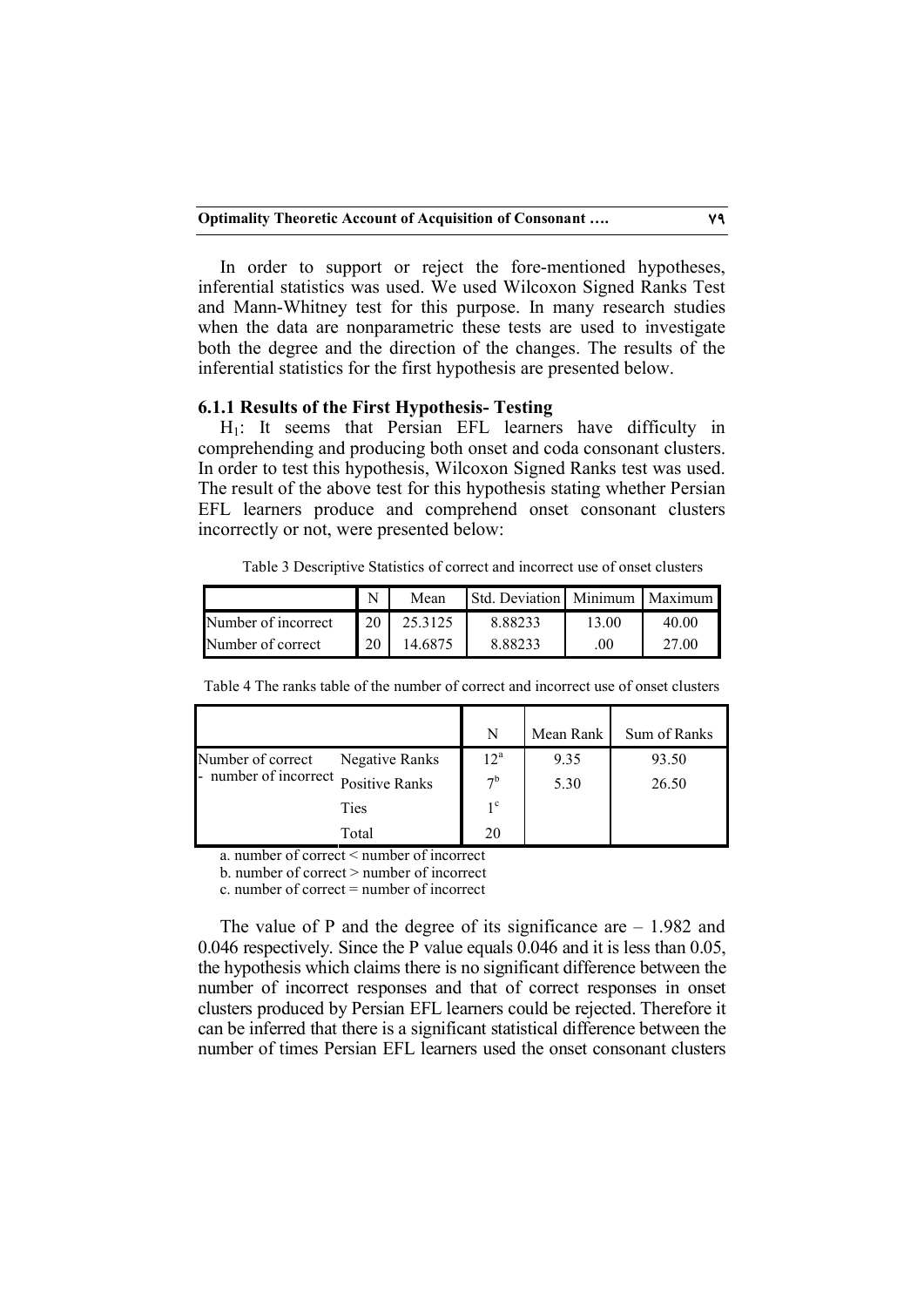In order to support or reject the fore-mentioned hypotheses, inferential statistics was used. We used Wilcoxon Signed Ranks Test and Mann-Whitney test for this purpose. In many research studies when the data are nonparametric these tests are used to investigate both the degree and the direction of the changes. The results of the inferential statistics for the first hypothesis are presented below.

### 6.1.1 Results of the First Hypothesis- Testing

$H_1$: It seems that Persian EFL learners have difficulty in comprehending and producing both onset and coda consonant clusters. In order to test this hypothesis, Wilcoxon Signed Ranks test was used. The result of the above test for this hypothesis stating whether Persian EFL learners produce and comprehend onset consonant clusters incorrectly or not, were presented below:

Table 3 Descriptive Statistics of correct and incorrect use of onset clusters

| | N | Mean | Std. Deviation | Minimum | Maximum |
|---|---|---|---|---|---|
| Number of incorrect | 20 | 25.3125 | 8.88233 | 13.00 | 40.00 |
| Number of correct | 20 | 14.6875 | 8.88233 | .00 | 27.00 |

Table 4 The ranks table of the number of correct and incorrect use of onset clusters

| | | N | Mean Rank | Sum of Ranks |
|---|---|---|---|---|
| Number of correct - number of incorrect | Negative Ranks | 12[a] | 9.35 | 93.50 |
| | Positive Ranks | 7[b] | 5.30 | 26.50 |
| | Ties | 1[c] | | |
| | Total | 20 | | |

a. number of correct < number of incorrect

b. number of correct > number of incorrect

c. number of correct = number of incorrect

The value of P and the degree of its significance are – 1.982 and 0.046 respectively. Since the P value equals 0.046 and it is less than 0.05, the hypothesis which claims there is no significant difference between the number of incorrect responses and that of correct responses in onset clusters produced by Persian EFL learners could be rejected. Therefore it can be inferred that there is a significant statistical difference between the number of times Persian EFL learners used the onset consonant clusters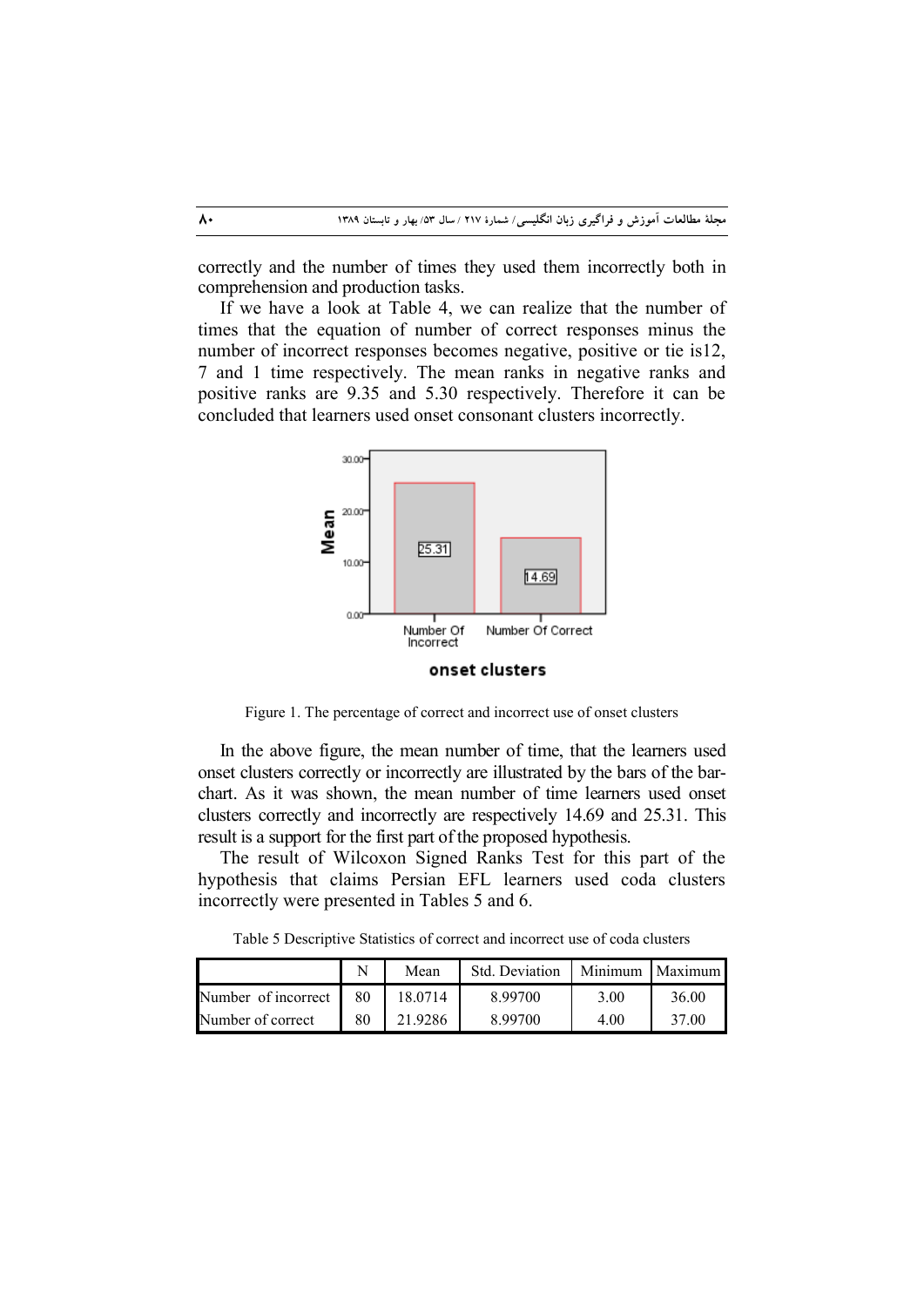correctly and the number of times they used them incorrectly both in comprehension and production tasks.

If we have a look at Table 4, we can realize that the number of times that the equation of number of correct responses minus the number of incorrect responses becomes negative, positive or tie is12, 7 and 1 time respectively. The mean ranks in negative ranks and positive ranks are 9.35 and 5.30 respectively. Therefore it can be concluded that learners used onset consonant clusters incorrectly.

Figure 1. The percentage of correct and incorrect use of onset clusters

In the above figure, the mean number of time, that the learners used onset clusters correctly or incorrectly are illustrated by the bars of the bar-chart. As it was shown, the mean number of time learners used onset clusters correctly and incorrectly are respectively 14.69 and 25.31. This result is a support for the first part of the proposed hypothesis.

The result of Wilcoxon Signed Ranks Test for this part of the hypothesis that claims Persian EFL learners used coda clusters incorrectly were presented in Tables 5 and 6.

Table 5 Descriptive Statistics of correct and incorrect use of coda clusters

| | N | Mean | Std. Deviation | Minimum | Maximum |
|---|---|---|---|---|---|
| Number of incorrect | 80 | 18.0714 | 8.99700 | 3.00 | 36.00 |
| Number of correct | 80 | 21.9286 | 8.99700 | 4.00 | 37.00 |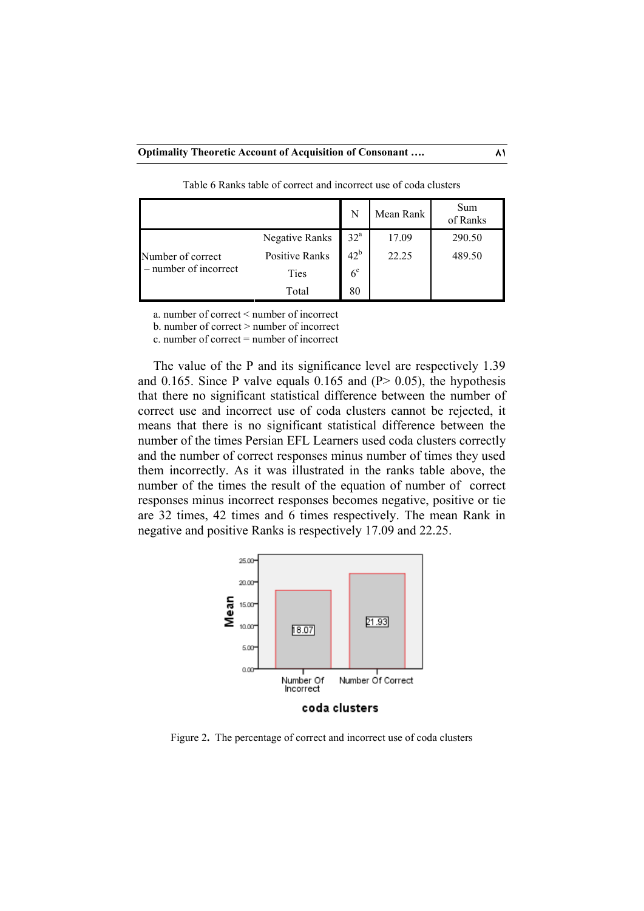Table 6 Ranks table of correct and incorrect use of coda clusters

| | | N | Mean Rank | Sum of Ranks |
|---|---|---|---|---|
| Number of correct – number of incorrect | Negative Ranks | 32[a] | 17.09 | 290.50 |
| | Positive Ranks | 42[b] | 22.25 | 489.50 |
| | Ties | 6[c] | | |
| | Total | 80 | | |

a. number of correct < number of incorrect
b. number of correct > number of incorrect
c. number of correct = number of incorrect

The value of the P and its significance level are respectively 1.39 and 0.165. Since P valve equals 0.165 and (P> 0.05), the hypothesis that there no significant statistical difference between the number of correct use and incorrect use of coda clusters cannot be rejected, it means that there is no significant statistical difference between the number of the times Persian EFL Learners used coda clusters correctly and the number of correct responses minus number of times they used them incorrectly. As it was illustrated in the ranks table above, the number of the times the result of the equation of number of correct responses minus incorrect responses becomes negative, positive or tie are 32 times, 42 times and 6 times respectively. The mean Rank in negative and positive Ranks is respectively 17.09 and 22.25.

Figure 2. The percentage of correct and incorrect use of coda clusters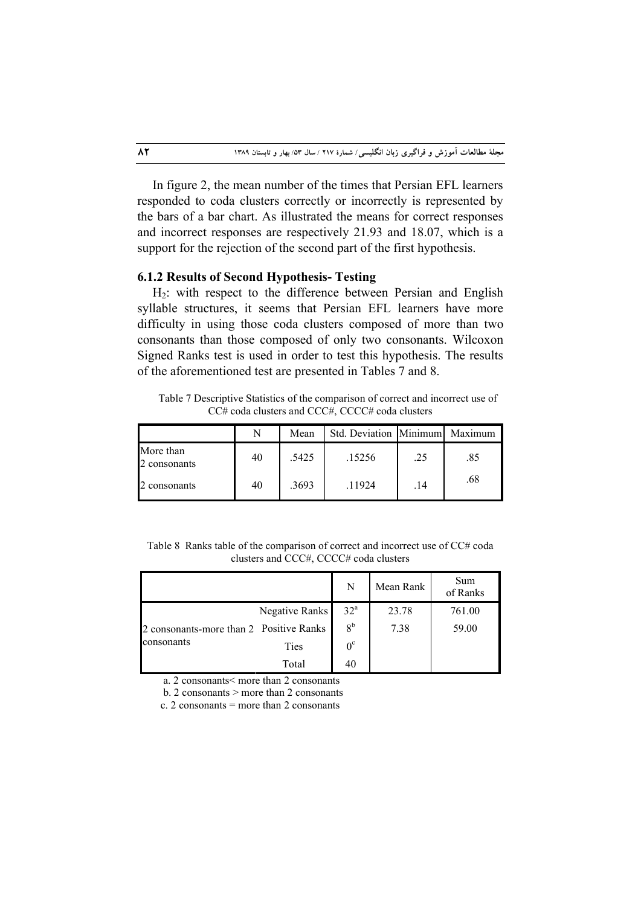In figure 2, the mean number of the times that Persian EFL learners responded to coda clusters correctly or incorrectly is represented by the bars of a bar chart. As illustrated the means for correct responses and incorrect responses are respectively 21.93 and 18.07, which is a support for the rejection of the second part of the first hypothesis.

### 6.1.2 Results of Second Hypothesis- Testing

$H_2$: with respect to the difference between Persian and English syllable structures, it seems that Persian EFL learners have more difficulty in using those coda clusters composed of more than two consonants than those composed of only two consonants. Wilcoxon Signed Ranks test is used in order to test this hypothesis. The results of the aforementioned test are presented in Tables 7 and 8.

Table 7 Descriptive Statistics of the comparison of correct and incorrect use of CC# coda clusters and CCC#, CCCC# coda clusters

| | N | Mean | Std. Deviation | Minimum | Maximum |
|---|---|---|---|---|---|
| More than 2 consonants | 40 | .5425 | .15256 | .25 | .85 |
| 2 consonants | 40 | .3693 | .11924 | .14 | .68 |

Table 8 Ranks table of the comparison of correct and incorrect use of CC# coda clusters and CCC#, CCCC# coda clusters

| | | N | Mean Rank | Sum of Ranks |
|---|---|---|---|---|
| 2 consonants-more than 2 consonants | Negative Ranks | 32[a] | 23.78 | 761.00 |
| | Positive Ranks | 8[b] | 7.38 | 59.00 |
| | Ties | 0[c] | | |
| | Total | 40 | | |

a. 2 consonants< more than 2 consonants

b. 2 consonants > more than 2 consonants

c. 2 consonants = more than 2 consonants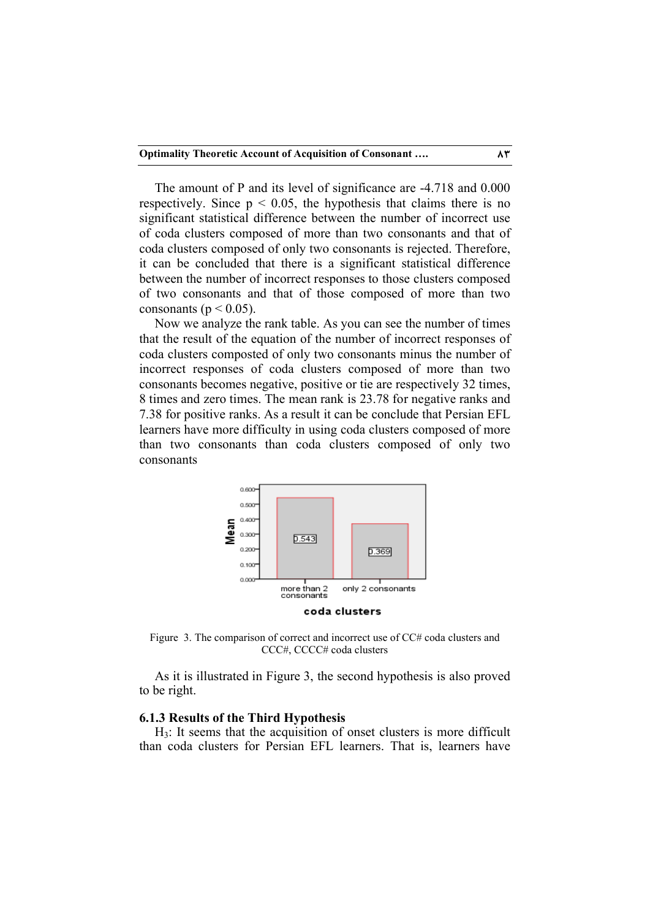The amount of P and its level of significance are -4.718 and 0.000 respectively. Since $p < 0.05$, the hypothesis that claims there is no significant statistical difference between the number of incorrect use of coda clusters composed of more than two consonants and that of coda clusters composed of only two consonants is rejected. Therefore, it can be concluded that there is a significant statistical difference between the number of incorrect responses to those clusters composed of two consonants and that of those composed of more than two consonants ($p < 0.05$).

Now we analyze the rank table. As you can see the number of times that the result of the equation of the number of incorrect responses of coda clusters composted of only two consonants minus the number of incorrect responses of coda clusters composed of more than two consonants becomes negative, positive or tie are respectively 32 times, 8 times and zero times. The mean rank is 23.78 for negative ranks and 7.38 for positive ranks. As a result it can be conclude that Persian EFL learners have more difficulty in using coda clusters composed of more than two consonants than coda clusters composed of only two consonants

Figure 3. The comparison of correct and incorrect use of CC# coda clusters and CCC#, CCCC# coda clusters

As it is illustrated in Figure 3, the second hypothesis is also proved to be right.

### 6.1.3 Results of the Third Hypothesis

$H_3$: It seems that the acquisition of onset clusters is more difficult than coda clusters for Persian EFL learners. That is, learners have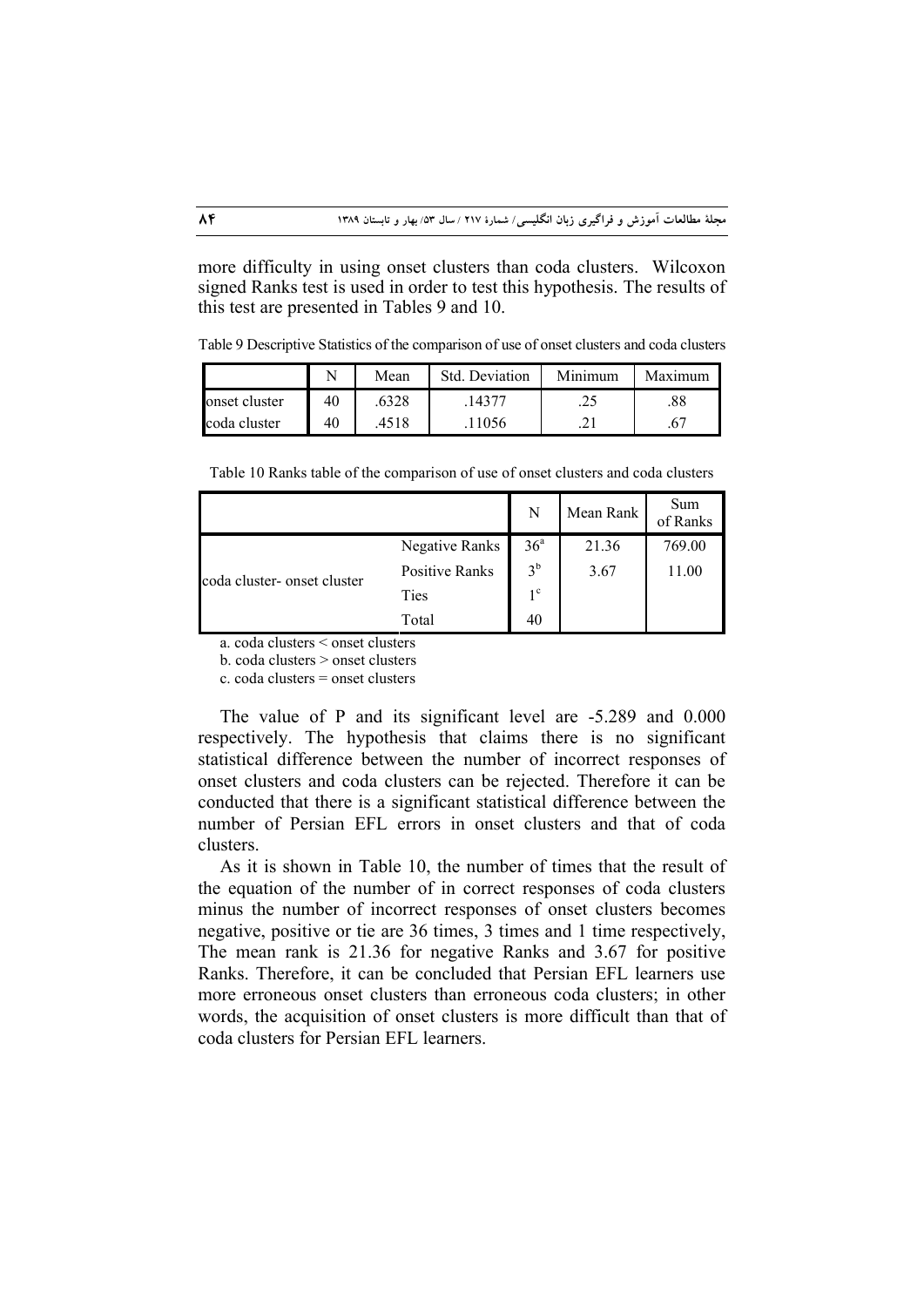more difficulty in using onset clusters than coda clusters. Wilcoxon signed Ranks test is used in order to test this hypothesis. The results of this test are presented in Tables 9 and 10.

Table 9 Descriptive Statistics of the comparison of use of onset clusters and coda clusters

| | N | Mean | Std. Deviation | Minimum | Maximum |
|---|---|---|---|---|---|
| onset cluster | 40 | .6328 | .14377 | .25 | .88 |
| coda cluster | 40 | .4518 | .11056 | .21 | .67 |

Table 10 Ranks table of the comparison of use of onset clusters and coda clusters

| | | N | Mean Rank | Sum of Ranks |
|---|---|---|---|---|
| coda cluster- onset cluster | Negative Ranks | 36[a] | 21.36 | 769.00 |
| | Positive Ranks | 3[b] | 3.67 | 11.00 |
| | Ties | 1[c] | | |
| | Total | 40 | | |

a. coda clusters < onset clusters

b. coda clusters > onset clusters

c. coda clusters = onset clusters

The value of P and its significant level are -5.289 and 0.000 respectively. The hypothesis that claims there is no significant statistical difference between the number of incorrect responses of onset clusters and coda clusters can be rejected. Therefore it can be conducted that there is a significant statistical difference between the number of Persian EFL errors in onset clusters and that of coda clusters.

As it is shown in Table 10, the number of times that the result of the equation of the number of in correct responses of coda clusters minus the number of incorrect responses of onset clusters becomes negative, positive or tie are 36 times, 3 times and 1 time respectively, The mean rank is 21.36 for negative Ranks and 3.67 for positive Ranks. Therefore, it can be concluded that Persian EFL learners use more erroneous onset clusters than erroneous coda clusters; in other words, the acquisition of onset clusters is more difficult than that of coda clusters for Persian EFL learners.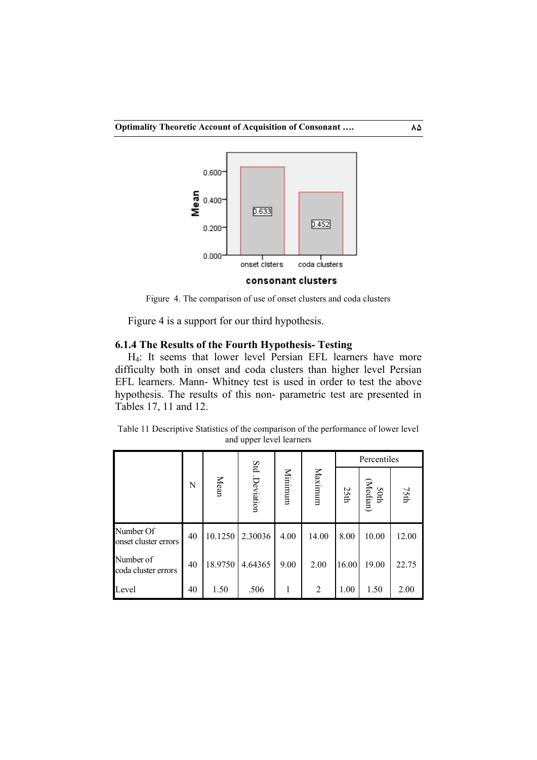Figure 4. The comparison of use of onset clusters and coda clusters

Figure 4 is a support for our third hypothesis.

### 6.1.4 The Results of the Fourth Hypothesis- Testing

$H_4$: It seems that lower level Persian EFL learners have more difficulty both in onset and coda clusters than higher level Persian EFL learners. Mann- Whitney test is used in order to test the above hypothesis. The results of this non- parametric test are presented in Tables 17, 11 and 12.

Table 11 Descriptive Statistics of the comparison of the performance of lower level and upper level learners

| | N | Mean | Std .Deviation | Minimum | Maximum | Percentiles | | |
|---|---|---|---|---|---|---|---|---|
| | | | | | | 25th | 50th (Median) | 75th |
| Number Of onset cluster errors | 40 | 10.1250 | 2.30036 | 4.00 | 14.00 | 8.00 | 10.00 | 12.00 |
| Number of coda cluster errors | 40 | 18.9750 | 4.64365 | 9.00 | 2.00 | 16.00 | 19.00 | 22.75 |
| Level | 40 | 1.50 | .506 | 1 | 2 | 1.00 | 1.50 | 2.00 |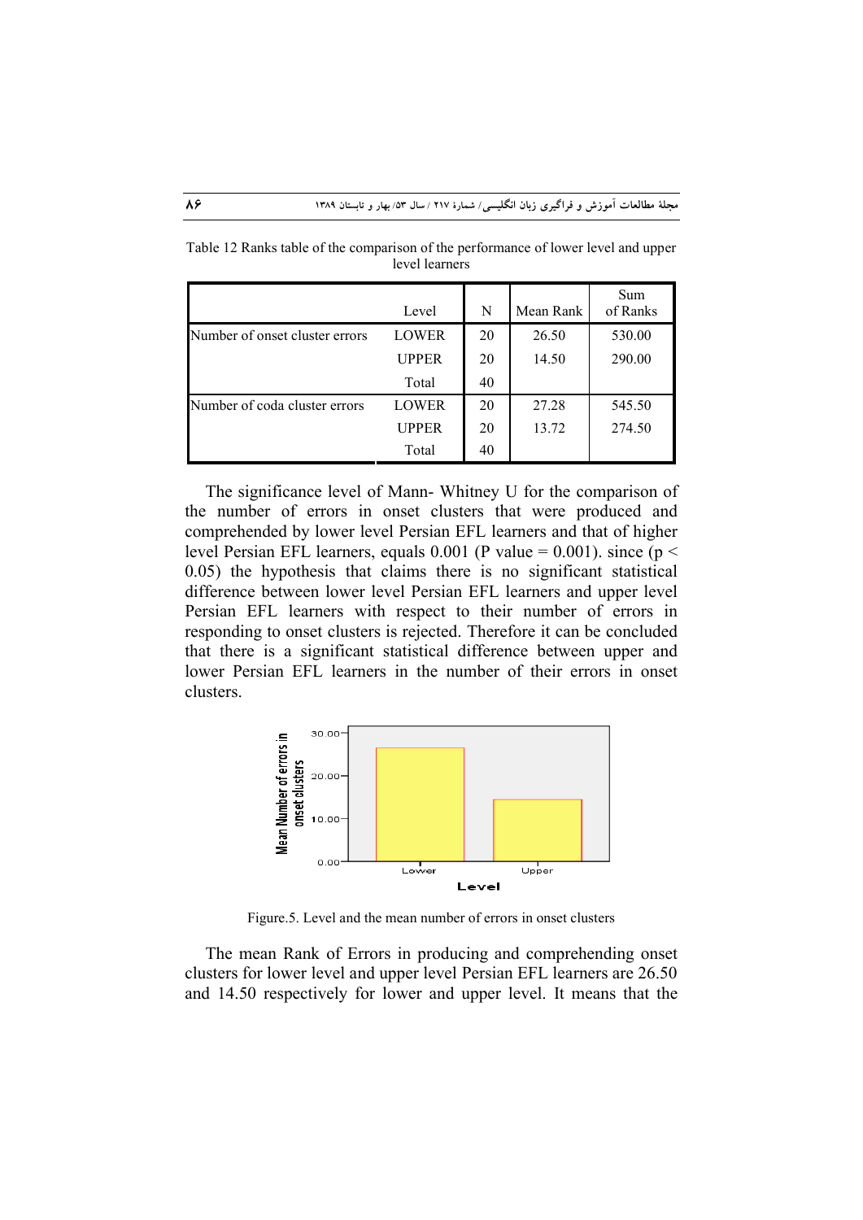Table 12 Ranks table of the comparison of the performance of lower level and upper level learners

| | Level | N | Mean Rank | Sum of Ranks |
|---|---|---|---|---|
| Number of onset cluster errors | LOWER | 20 | 26.50 | 530.00 |
| | UPPER | 20 | 14.50 | 290.00 |
| | Total | 40 | | |
| Number of coda cluster errors | LOWER | 20 | 27.28 | 545.50 |
| | UPPER | 20 | 13.72 | 274.50 |
| | Total | 40 | | |

The significance level of Mann- Whitney U for the comparison of the number of errors in onset clusters that were produced and comprehended by lower level Persian EFL learners and that of higher level Persian EFL learners, equals 0.001 (P value = 0.001). since ($p < 0.05$) the hypothesis that claims there is no significant statistical difference between lower level Persian EFL learners and upper level Persian EFL learners with respect to their number of errors in responding to onset clusters is rejected. Therefore it can be concluded that there is a significant statistical difference between upper and lower Persian EFL learners in the number of their errors in onset clusters.

Figure.5. Level and the mean number of errors in onset clusters

The mean Rank of Errors in producing and comprehending onset clusters for lower level and upper level Persian EFL learners are 26.50 and 14.50 respectively for lower and upper level. It means that the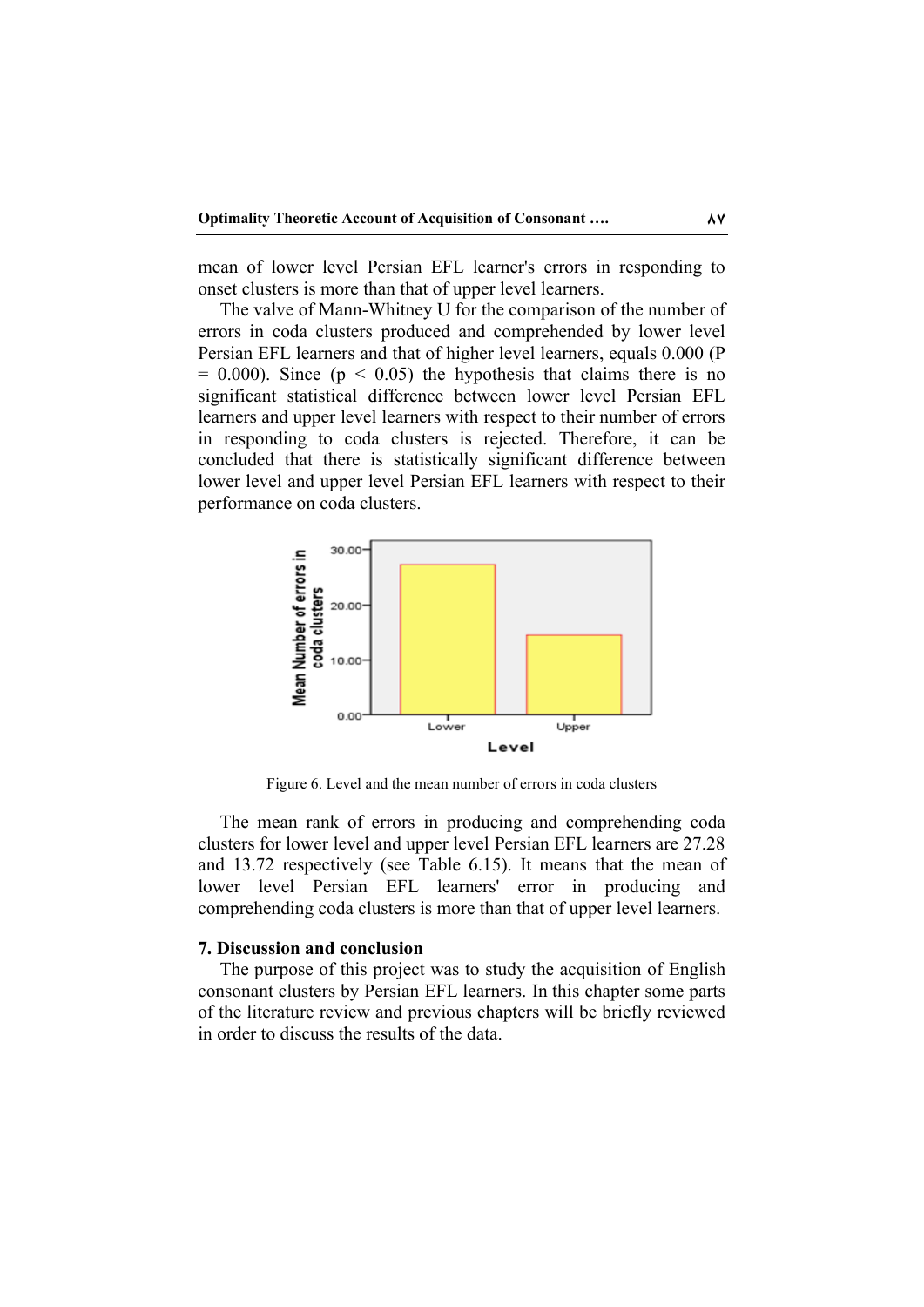mean of lower level Persian EFL learner's errors in responding to onset clusters is more than that of upper level learners.

The valve of Mann-Whitney U for the comparison of the number of errors in coda clusters produced and comprehended by lower level Persian EFL learners and that of higher level learners, equals 0.000 ($P = 0.000$). Since ($p < 0.05$) the hypothesis that claims there is no significant statistical difference between lower level Persian EFL learners and upper level learners with respect to their number of errors in responding to coda clusters is rejected. Therefore, it can be concluded that there is statistically significant difference between lower level and upper level Persian EFL learners with respect to their performance on coda clusters.

Figure 6. Level and the mean number of errors in coda clusters

The mean rank of errors in producing and comprehending coda clusters for lower level and upper level Persian EFL learners are 27.28 and 13.72 respectively (see Table 6.15). It means that the mean of lower level Persian EFL learners' error in producing and comprehending coda clusters is more than that of upper level learners.

## 7. Discussion and conclusion

The purpose of this project was to study the acquisition of English consonant clusters by Persian EFL learners. In this chapter some parts of the literature review and previous chapters will be briefly reviewed in order to discuss the results of the data.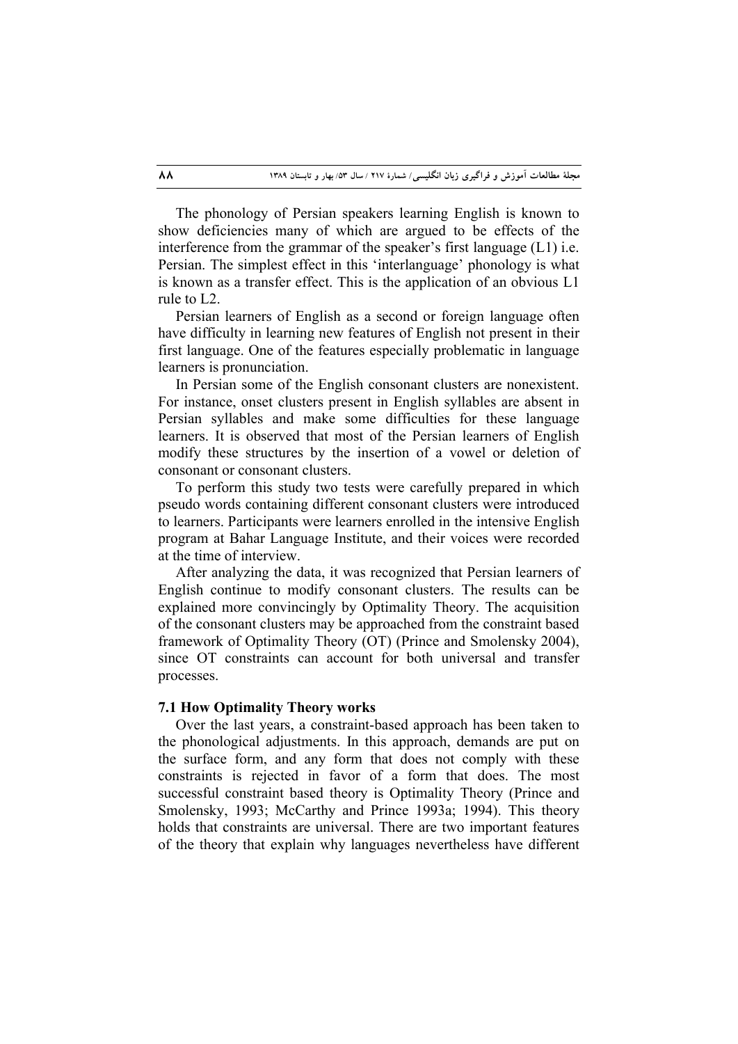The phonology of Persian speakers learning English is known to show deficiencies many of which are argued to be effects of the interference from the grammar of the speaker's first language (L1) i.e. Persian. The simplest effect in this 'interlanguage' phonology is what is known as a transfer effect. This is the application of an obvious L1 rule to L2.

Persian learners of English as a second or foreign language often have difficulty in learning new features of English not present in their first language. One of the features especially problematic in language learners is pronunciation.

In Persian some of the English consonant clusters are nonexistent. For instance, onset clusters present in English syllables are absent in Persian syllables and make some difficulties for these language learners. It is observed that most of the Persian learners of English modify these structures by the insertion of a vowel or deletion of consonant or consonant clusters.

To perform this study two tests were carefully prepared in which pseudo words containing different consonant clusters were introduced to learners. Participants were learners enrolled in the intensive English program at Bahar Language Institute, and their voices were recorded at the time of interview.

After analyzing the data, it was recognized that Persian learners of English continue to modify consonant clusters. The results can be explained more convincingly by Optimality Theory. The acquisition of the consonant clusters may be approached from the constraint based framework of Optimality Theory (OT) (Prince and Smolensky 2004), since OT constraints can account for both universal and transfer processes.

### 7.1 How Optimality Theory works

Over the last years, a constraint-based approach has been taken to the phonological adjustments. In this approach, demands are put on the surface form, and any form that does not comply with these constraints is rejected in favor of a form that does. The most successful constraint based theory is Optimality Theory (Prince and Smolensky, 1993; McCarthy and Prince 1993a; 1994). This theory holds that constraints are universal. There are two important features of the theory that explain why languages nevertheless have different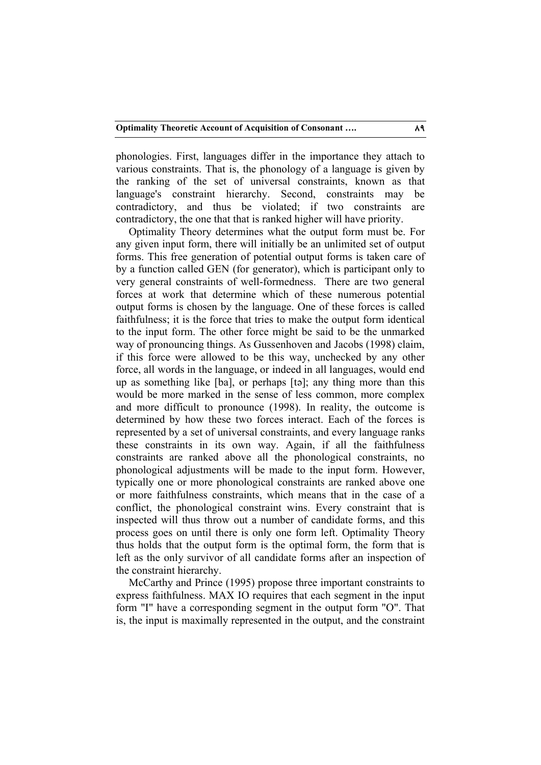phonologies. First, languages differ in the importance they attach to various constraints. That is, the phonology of a language is given by the ranking of the set of universal constraints, known as that language's constraint hierarchy. Second, constraints may be contradictory, and thus be violated; if two constraints are contradictory, the one that that is ranked higher will have priority.

Optimality Theory determines what the output form must be. For any given input form, there will initially be an unlimited set of output forms. This free generation of potential output forms is taken care of by a function called GEN (for generator), which is participant only to very general constraints of well-formedness. There are two general forces at work that determine which of these numerous potential output forms is chosen by the language. One of these forces is called faithfulness; it is the force that tries to make the output form identical to the input form. The other force might be said to be the unmarked way of pronouncing things. As Gussenhoven and Jacobs (1998) claim, if this force were allowed to be this way, unchecked by any other force, all words in the language, or indeed in all languages, would end up as something like [ba], or perhaps [tə]; any thing more than this would be more marked in the sense of less common, more complex and more difficult to pronounce (1998). In reality, the outcome is determined by how these two forces interact. Each of the forces is represented by a set of universal constraints, and every language ranks these constraints in its own way. Again, if all the faithfulness constraints are ranked above all the phonological constraints, no phonological adjustments will be made to the input form. However, typically one or more phonological constraints are ranked above one or more faithfulness constraints, which means that in the case of a conflict, the phonological constraint wins. Every constraint that is inspected will thus throw out a number of candidate forms, and this process goes on until there is only one form left. Optimality Theory thus holds that the output form is the optimal form, the form that is left as the only survivor of all candidate forms after an inspection of the constraint hierarchy.

McCarthy and Prince (1995) propose three important constraints to express faithfulness. MAX IO requires that each segment in the input form "I" have a corresponding segment in the output form "O". That is, the input is maximally represented in the output, and the constraint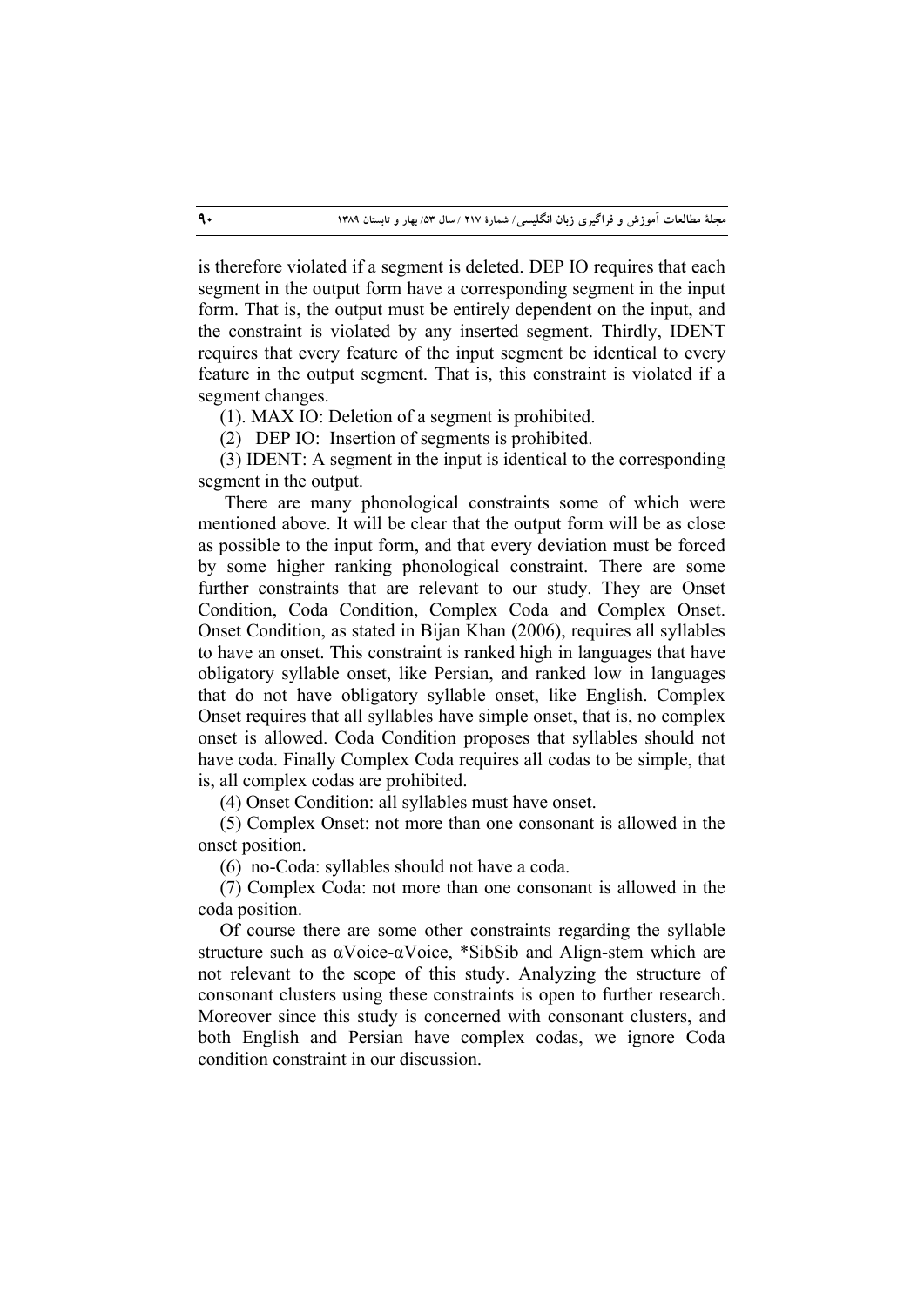is therefore violated if a segment is deleted. DEP IO requires that each segment in the output form have a corresponding segment in the input form. That is, the output must be entirely dependent on the input, and the constraint is violated by any inserted segment. Thirdly, IDENT requires that every feature of the input segment be identical to every feature in the output segment. That is, this constraint is violated if a segment changes.

(1). MAX IO: Deletion of a segment is prohibited.

(2) DEP IO: Insertion of segments is prohibited.

(3) IDENT: A segment in the input is identical to the corresponding segment in the output.

There are many phonological constraints some of which were mentioned above. It will be clear that the output form will be as close as possible to the input form, and that every deviation must be forced by some higher ranking phonological constraint. There are some further constraints that are relevant to our study. They are Onset Condition, Coda Condition, Complex Coda and Complex Onset. Onset Condition, as stated in Bijan Khan (2006), requires all syllables to have an onset. This constraint is ranked high in languages that have obligatory syllable onset, like Persian, and ranked low in languages that do not have obligatory syllable onset, like English. Complex Onset requires that all syllables have simple onset, that is, no complex onset is allowed. Coda Condition proposes that syllables should not have coda. Finally Complex Coda requires all codas to be simple, that is, all complex codas are prohibited.

(4) Onset Condition: all syllables must have onset.

(5) Complex Onset: not more than one consonant is allowed in the onset position.

(6) no-Coda: syllables should not have a coda.

(7) Complex Coda: not more than one consonant is allowed in the coda position.

Of course there are some other constraints regarding the syllable structure such as αVoice-αVoice, *SibSib and Align-stem which are not relevant to the scope of this study. Analyzing the structure of consonant clusters using these constraints is open to further research. Moreover since this study is concerned with consonant clusters, and both English and Persian have complex codas, we ignore Coda condition constraint in our discussion.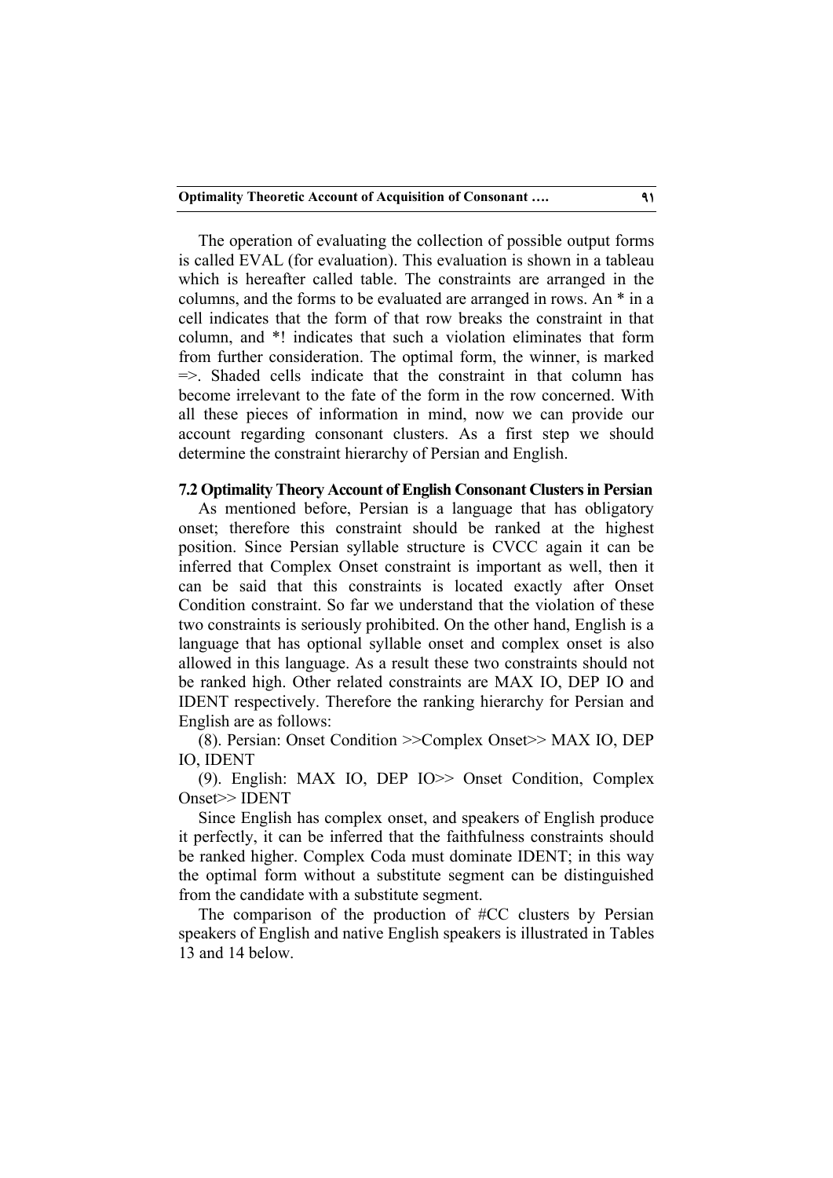The operation of evaluating the collection of possible output forms is called EVAL (for evaluation). This evaluation is shown in a tableau which is hereafter called table. The constraints are arranged in the columns, and the forms to be evaluated are arranged in rows. An * in a cell indicates that the form of that row breaks the constraint in that column, and *! indicates that such a violation eliminates that form from further consideration. The optimal form, the winner, is marked =>. Shaded cells indicate that the constraint in that column has become irrelevant to the fate of the form in the row concerned. With all these pieces of information in mind, now we can provide our account regarding consonant clusters. As a first step we should determine the constraint hierarchy of Persian and English.

### 7.2 Optimality Theory Account of English Consonant Clusters in Persian

As mentioned before, Persian is a language that has obligatory onset; therefore this constraint should be ranked at the highest position. Since Persian syllable structure is CVCC again it can be inferred that Complex Onset constraint is important as well, then it can be said that this constraints is located exactly after Onset Condition constraint. So far we understand that the violation of these two constraints is seriously prohibited. On the other hand, English is a language that has optional syllable onset and complex onset is also allowed in this language. As a result these two constraints should not be ranked high. Other related constraints are MAX IO, DEP IO and IDENT respectively. Therefore the ranking hierarchy for Persian and English are as follows:

(8). Persian: Onset Condition >>Complex Onset>> MAX IO, DEP IO, IDENT

(9). English: MAX IO, DEP IO>> Onset Condition, Complex Onset>> IDENT

Since English has complex onset, and speakers of English produce it perfectly, it can be inferred that the faithfulness constraints should be ranked higher. Complex Coda must dominate IDENT; in this way the optimal form without a substitute segment can be distinguished from the candidate with a substitute segment.

The comparison of the production of #CC clusters by Persian speakers of English and native English speakers is illustrated in Tables 13 and 14 below.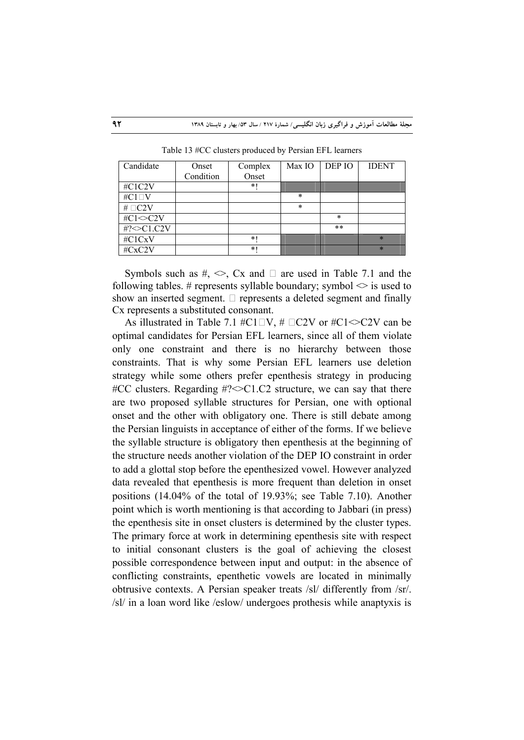Table 13 #CC clusters produced by Persian EFL learners

| Candidate | Onset Condition | Complex Onset | Max IO | DEP IO | IDENT |
|---|---|---|---|---|---|
| #C1C2V | | *! | | | |
| #C1□V | | | * | | |
| # □C2V | | | * | | |
| #C1<>C2V | | | | * | |
| #?<>C1.C2V | | | | ** | |
| #C1CxV | | *! | | | * |
| #CxC2V | | *! | | | * |

Symbols such as #, <>, Cx and □ are used in Table 7.1 and the following tables. # represents syllable boundary; symbol <> is used to show an inserted segment. □ represents a deleted segment and finally Cx represents a substituted consonant.

As illustrated in Table 7.1 #C1□V, # □C2V or #C1<>C2V can be optimal candidates for Persian EFL learners, since all of them violate only one constraint and there is no hierarchy between those constraints. That is why some Persian EFL learners use deletion strategy while some others prefer epenthesis strategy in producing #CC clusters. Regarding #?<>C1.C2 structure, we can say that there are two proposed syllable structures for Persian, one with optional onset and the other with obligatory one. There is still debate among the Persian linguists in acceptance of either of the forms. If we believe the syllable structure is obligatory then epenthesis at the beginning of the structure needs another violation of the DEP IO constraint in order to add a glottal stop before the epenthesized vowel. However analyzed data revealed that epenthesis is more frequent than deletion in onset positions (14.04% of the total of 19.93%; see Table 7.10). Another point which is worth mentioning is that according to Jabbari (in press) the epenthesis site in onset clusters is determined by the cluster types. The primary force at work in determining epenthesis site with respect to initial consonant clusters is the goal of achieving the closest possible correspondence between input and output: in the absence of conflicting constraints, epenthetic vowels are located in minimally obtrusive contexts. A Persian speaker treats /sl/ differently from /sr/. /sl/ in a loan word like /eslow/ undergoes prothesis while anaptyxis is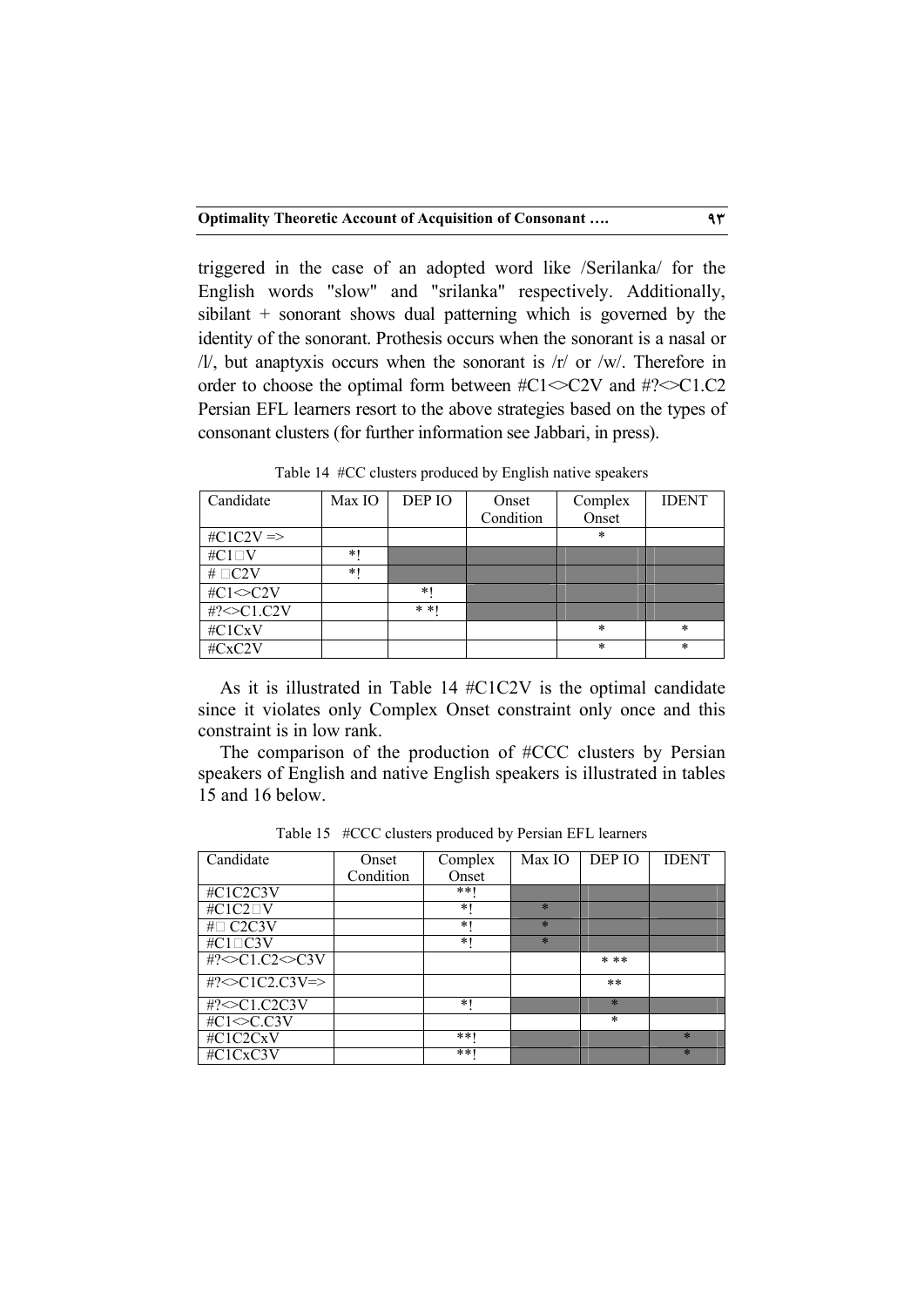triggered in the case of an adopted word like /Serilanka/ for the English words "slow" and "srilanka" respectively. Additionally, sibilant + sonorant shows dual patterning which is governed by the identity of the sonorant. Prothesis occurs when the sonorant is a nasal or /l/, but anaptyxis occurs when the sonorant is /r/ or /w/. Therefore in order to choose the optimal form between #C1<>C2V and #?<>C1.C2 Persian EFL learners resort to the above strategies based on the types of consonant clusters (for further information see Jabbari, in press).

Table 14 #CC clusters produced by English native speakers

| Candidate | Max IO | DEP IO | Onset Condition | Complex Onset | IDENT |
|---|---|---|---|---|---|
| #C1C2V => | | | | * | |
| #C1□V | *! | | | | |
| # □C2V | *! | | | | |
| #C1<>C2V | | *! | | | |
| #?<>C1.C2V | | * *! | | | |
| #C1CxV | | | | * | * |
| #CxC2V | | | | * | * |

As it is illustrated in Table 14 #C1C2V is the optimal candidate since it violates only Complex Onset constraint only once and this constraint is in low rank.

The comparison of the production of #CCC clusters by Persian speakers of English and native English speakers is illustrated in tables 15 and 16 below.

Table 15 #CCC clusters produced by Persian EFL learners

| Candidate | Onset Condition | Complex Onset | Max IO | DEP IO | IDENT |
|---|---|---|---|---|---|
| #C1C2C3V | | **! | | | |
| #C1C2□V | | *! | * | | |
| #□ C2C3V | | *! | * | | |
| #C1□C3V | | *! | * | | |
| #?<>C1.C2<>C3V | | | | * ** | |
| #?<>C1C2.C3V=> | | | | ** | |
| #?<>C1.C2C3V | | *! | | * | |
| #C1<>C.C3V | | | | * | |
| #C1C2CxV | | **! | | | * |
| #C1CxC3V | | **! | | | * |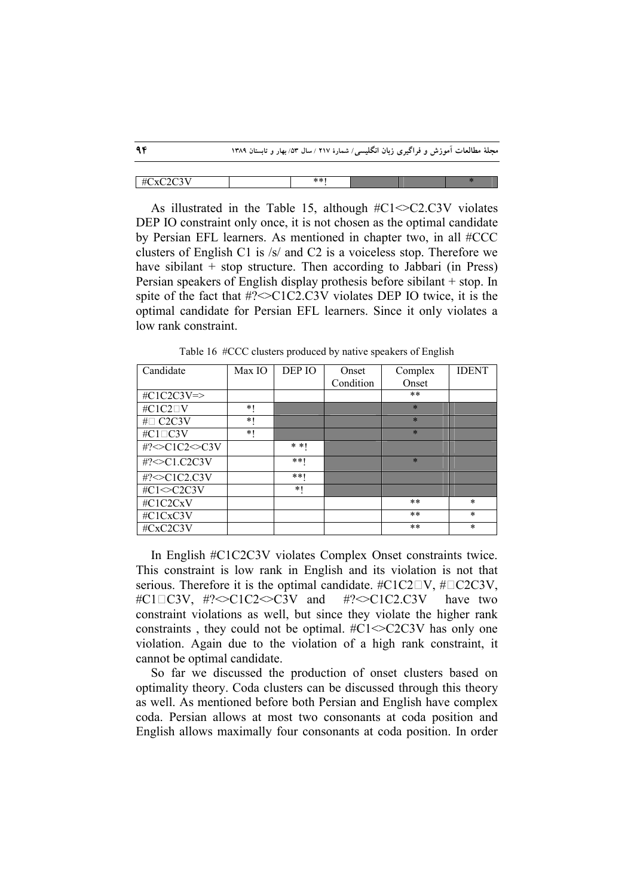| #CxC2C3V | | **! | | | * |
|---|---|---|---|---|---|

As illustrated in the Table 15, although #C1<>C2.C3V violates DEP IO constraint only once, it is not chosen as the optimal candidate by Persian EFL learners. As mentioned in chapter two, in all #CCC clusters of English C1 is /s/ and C2 is a voiceless stop. Therefore we have sibilant + stop structure. Then according to Jabbari (in Press) Persian speakers of English display prothesis before sibilant + stop. In spite of the fact that #?<>C1C2.C3V violates DEP IO twice, it is the optimal candidate for Persian EFL learners. Since it only violates a low rank constraint.

Table 16 #CCC clusters produced by native speakers of English

| Candidate | Max IO | DEP IO | Onset Condition | Complex Onset | IDENT |
|---|---|---|---|---|---|
| #C1C2C3V=> | | | | ** | |
| #C1C2□V | *! | | | * | |
| #□ C2C3V | *! | | | * | |
| #C1□C3V | *! | | | * | |
| #?<>C1C2<>C3V | | * *! | | | |
| #?<>C1.C2C3V | | **! | | * | |
| #?<>C1C2.C3V | | **! | | | |
| #C1<>C2C3V | | *! | | | |
| #C1C2CxV | | | | ** | * |
| #C1CxC3V | | | | ** | * |
| #CxC2C3V | | | | ** | * |

In English #C1C2C3V violates Complex Onset constraints twice. This constraint is low rank in English and its violation is not that serious. Therefore it is the optimal candidate. #C1C2□V, #□C2C3V, #C1□C3V, #?<>C1C2<>C3V and #?<>C1C2.C3V have two constraint violations as well, but since they violate the higher rank constraints , they could not be optimal. #C1<>C2C3V has only one violation. Again due to the violation of a high rank constraint, it cannot be optimal candidate.

So far we discussed the production of onset clusters based on optimality theory. Coda clusters can be discussed through this theory as well. As mentioned before both Persian and English have complex coda. Persian allows at most two consonants at coda position and English allows maximally four consonants at coda position. In order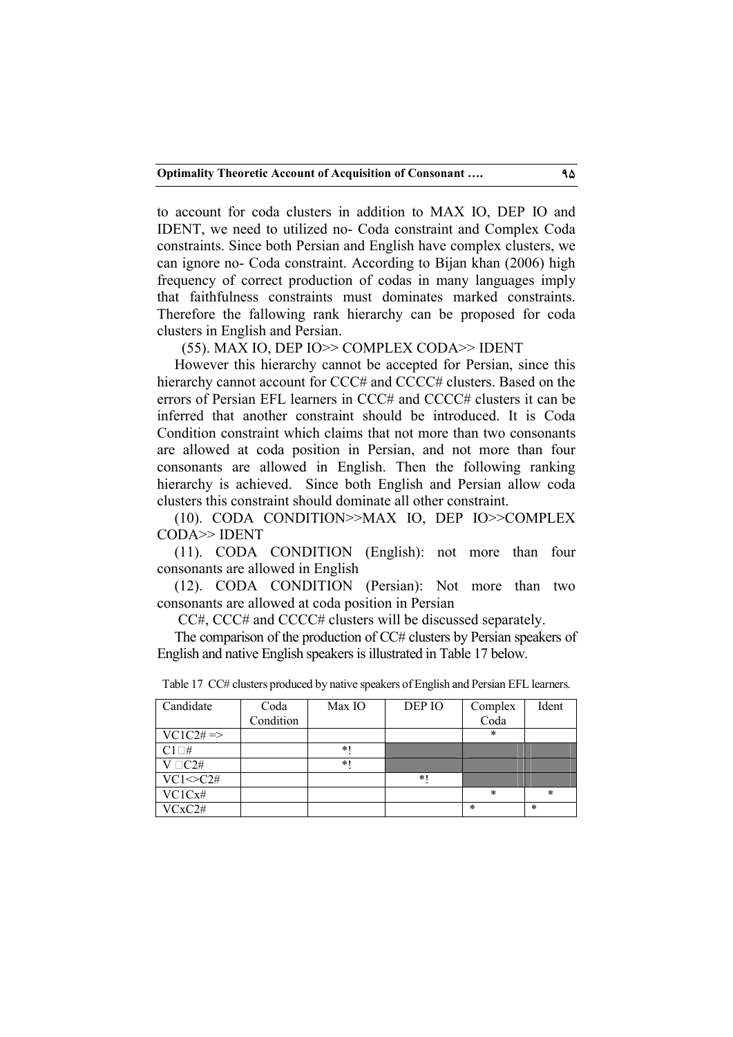to account for coda clusters in addition to MAX IO, DEP IO and IDENT, we need to utilized no- Coda constraint and Complex Coda constraints. Since both Persian and English have complex clusters, we can ignore no- Coda constraint. According to Bijan khan (2006) high frequency of correct production of codas in many languages imply that faithfulness constraints must dominates marked constraints. Therefore the fallowing rank hierarchy can be proposed for coda clusters in English and Persian.

(55). MAX IO, DEP IO>> COMPLEX CODA>> IDENT

However this hierarchy cannot be accepted for Persian, since this hierarchy cannot account for CCC# and CCCC# clusters. Based on the errors of Persian EFL learners in CCC# and CCCC# clusters it can be inferred that another constraint should be introduced. It is Coda Condition constraint which claims that not more than two consonants are allowed at coda position in Persian, and not more than four consonants are allowed in English. Then the following ranking hierarchy is achieved. Since both English and Persian allow coda clusters this constraint should dominate all other constraint.

(10). CODA CONDITION>>MAX IO, DEP IO>>COMPLEX CODA>> IDENT

(11). CODA CONDITION (English): not more than four consonants are allowed in English

(12). CODA CONDITION (Persian): Not more than two consonants are allowed at coda position in Persian

CC#, CCC# and CCCC# clusters will be discussed separately.

The comparison of the production of CC# clusters by Persian speakers of English and native English speakers is illustrated in Table 17 below.

Table 17 CC# clusters produced by native speakers of English and Persian EFL learners.

| Candidate | Coda Condition | Max IO | DEP IO | Complex Coda | Ident |
|---|---|---|---|---|---|
| VC1C2# => | | | | * | |
| C1□# | | *! | | | |
| V □C2# | | *! | | | |
| VC1<>C2# | | | *! | | |
| VC1Cx# | | | | * | * |
| VCxC2# | | | | * | * |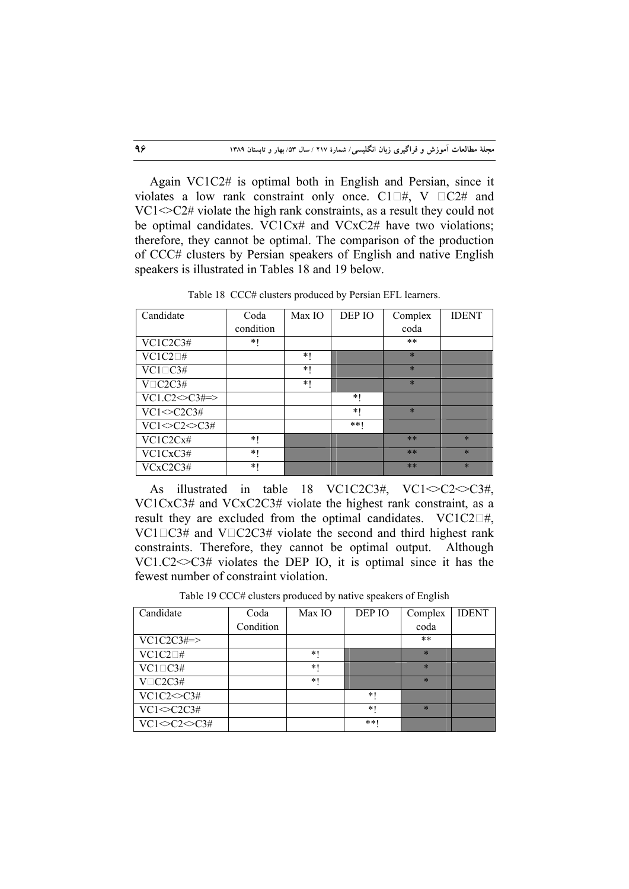Again VC1C2# is optimal both in English and Persian, since it violates a low rank constraint only once. C1□#, V □C2# and VC1<>C2# violate the high rank constraints, as a result they could not be optimal candidates. VC1Cx# and VCxC2# have two violations; therefore, they cannot be optimal. The comparison of the production of CCC# clusters by Persian speakers of English and native English speakers is illustrated in Tables 18 and 19 below.

Table 18 CCC# clusters produced by Persian EFL learners.

| Candidate | Coda condition | Max IO | DEP IO | Complex coda | IDENT |
|---|---|---|---|---|---|
| VC1C2C3# | *! | | | ** | |
| VC1C2□# | | *! | | * | |
| VC1□C3# | | *! | | * | |
| V□C2C3# | | *! | | * | |
| VC1.C2<>C3#=> | | | *! | | |
| VC1<>C2C3# | | | *! | * | |
| VC1<>C2<>C3# | | | **! | | |
| VC1C2Cx# | *! | | | ** | * |
| VC1CxC3# | *! | | | ** | * |
| VCxC2C3# | *! | | | ** | * |

As illustrated in table 18 VC1C2C3#, VC1<>C2<>C3#, VC1CxC3# and VCxC2C3# violate the highest rank constraint, as a result they are excluded from the optimal candidates. VC1C2□#, VC1□C3# and V□C2C3# violate the second and third highest rank constraints. Therefore, they cannot be optimal output. Although VC1.C2<>C3# violates the DEP IO, it is optimal since it has the fewest number of constraint violation.

Table 19 CCC# clusters produced by native speakers of English

| Candidate | Coda Condition | Max IO | DEP IO | Complex coda | IDENT |
|---|---|---|---|---|---|
| VC1C2C3#=> | | | | ** | |
| VC1C2□# | | *! | | * | |
| VC1□C3# | | *! | | * | |
| V□C2C3# | | *! | | * | |
| VC1C2<>C3# | | | *! | | |
| VC1<>C2C3# | | | *! | * | |
| VC1<>C2<>C3# | | | **! | | |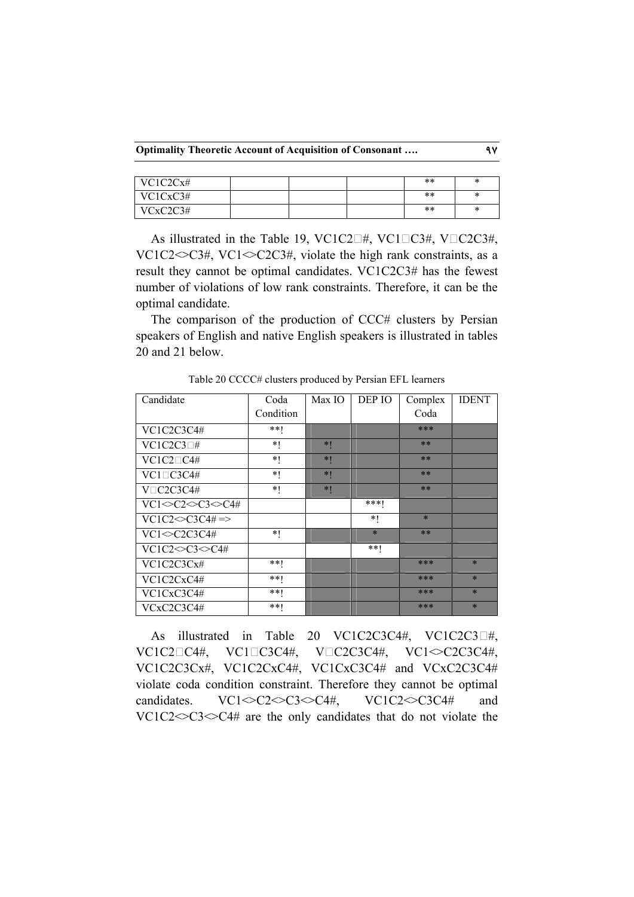| | | | | | |
|---|---|---|---|---|---|
| VC1C2Cx# | | | | ** | * |
| VC1CxC3# | | | | ** | * |
| VCxC2C3# | | | | ** | * |

As illustrated in the Table 19, VC1C2□#, VC1□C3#, V□C2C3#, VC1C2<>C3#, VC1<>C2C3#, violate the high rank constraints, as a result they cannot be optimal candidates. VC1C2C3# has the fewest number of violations of low rank constraints. Therefore, it can be the optimal candidate.

The comparison of the production of CCC# clusters by Persian speakers of English and native English speakers is illustrated in tables 20 and 21 below.

Table 20 CCCC# clusters produced by Persian EFL learners

| Candidate | Coda Condition | Max IO | DEP IO | Complex Coda | IDENT |
|---|---|---|---|---|---|
| VC1C2C3C4# | **! | | | *** | |
| VC1C2C3□# | *! | *! | | ** | |
| VC1C2□C4# | *! | *! | | ** | |
| VC1□C3C4# | *! | *! | | ** | |
| V□C2C3C4# | *! | *! | | ** | |
| VC1<>C2<>C3<>C4# | | | ***! | | |
| VC1C2<>C3C4# => | | | *! | * | |
| VC1<>C2C3C4# | *! | | * | ** | |
| VC1C2<>C3<>C4# | | | **! | | |
| VC1C2C3Cx# | **! | | | *** | * |
| VC1C2CxC4# | **! | | | *** | * |
| VC1CxC3C4# | **! | | | *** | * |
| VCxC2C3C4# | **! | | | *** | * |

As illustrated in Table 20 VC1C2C3C4#, VC1C2C3□#, VC1C2□C4#, VC1□C3C4#, V□C2C3C4#, VC1<>C2C3C4#, VC1C2C3Cx#, VC1C2CxC4#, VC1CxC3C4# and VCxC2C3C4# violate coda condition constraint. Therefore they cannot be optimal candidates. VC1<>C2<>C3<>C4#, VC1C2<>C3C4# and VC1C2<>C3<>C4# are the only candidates that do not violate the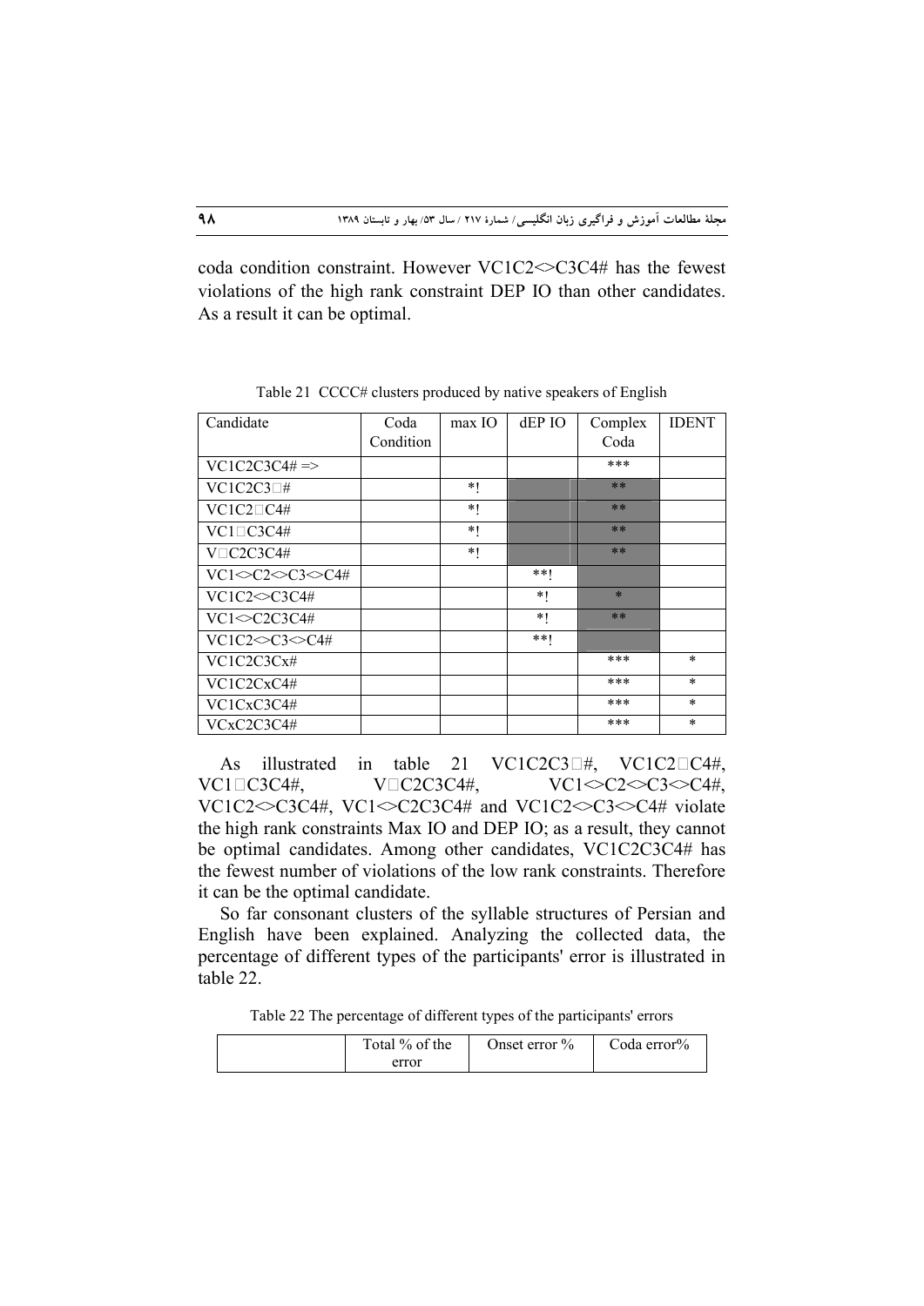coda condition constraint. However VC1C2<>C3C4# has the fewest violations of the high rank constraint DEP IO than other candidates. As a result it can be optimal.

Table 21 CCCC# clusters produced by native speakers of English

| Candidate | Coda Condition | max IO | dEP IO | Complex Coda | IDENT |
|---|---|---|---|---|---|
| VC1C2C3C4# => | | | | *** | |
| VC1C2C3□# | | *! | | ** | |
| VC1C2□C4# | | *! | | ** | |
| VC1□C3C4# | | *! | | ** | |
| V□C2C3C4# | | *! | | ** | |
| VC1<>C2<>C3<>C4# | | | **! | | |
| VC1C2<>C3C4# | | | *! | * | |
| VC1<>C2C3C4# | | | *! | ** | |
| VC1C2<>C3<>C4# | | | **! | | |
| VC1C2C3Cx# | | | | *** | * |
| VC1C2CxC4# | | | | *** | * |
| VC1CxC3C4# | | | | *** | * |
| VCxC2C3C4# | | | | *** | * |

As illustrated in table 21 VC1C2C3□#, VC1C2□C4#, VC1□C3C4#, V□C2C3C4#, VC1<>C2<>C3<>C4#, VC1C2<>C3C4#, VC1<>C2C3C4# and VC1C2<>C3<>C4# violate the high rank constraints Max IO and DEP IO; as a result, they cannot be optimal candidates. Among other candidates, VC1C2C3C4# has the fewest number of violations of the low rank constraints. Therefore it can be the optimal candidate.

So far consonant clusters of the syllable structures of Persian and English have been explained. Analyzing the collected data, the percentage of different types of the participants' error is illustrated in table 22.

Table 22 The percentage of different types of the participants' errors

| | Total % of the error | Onset error % | Coda error% |
|---|---|---|---|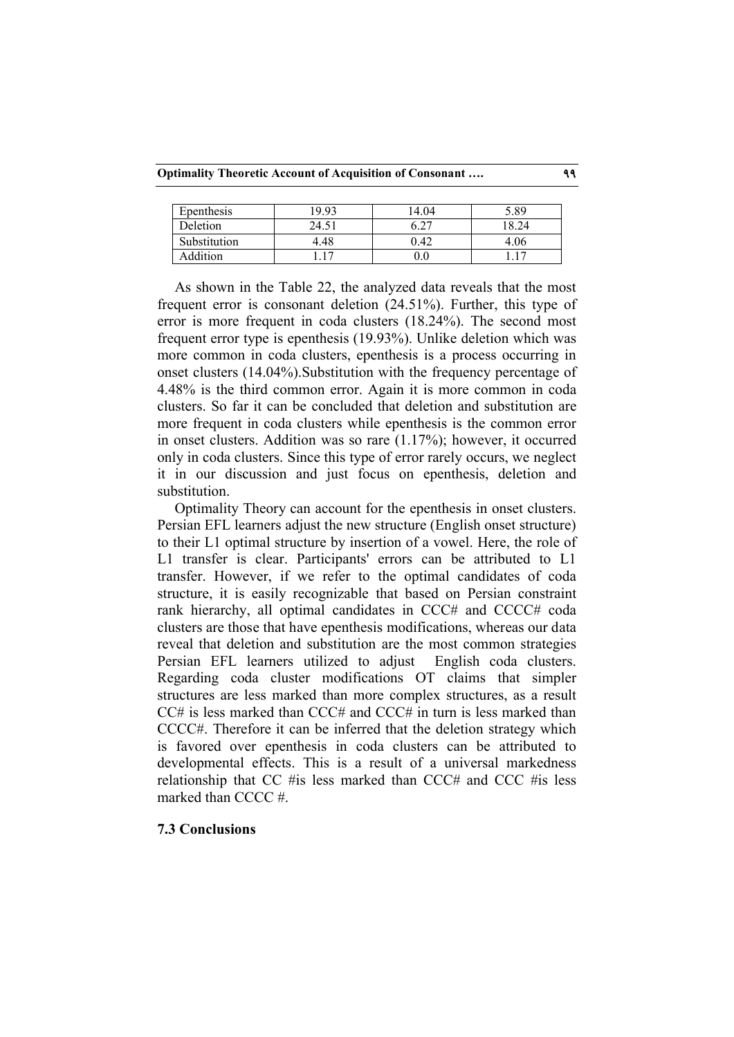| | | | |
|---|---|---|---|
| Epenthesis | 19.93 | 14.04 | 5.89 |
| Deletion | 24.51 | 6.27 | 18.24 |
| Substitution | 4.48 | 0.42 | 4.06 |
| Addition | 1.17 | 0.0 | 1.17 |

As shown in the Table 22, the analyzed data reveals that the most frequent error is consonant deletion (24.51%). Further, this type of error is more frequent in coda clusters (18.24%). The second most frequent error type is epenthesis (19.93%). Unlike deletion which was more common in coda clusters, epenthesis is a process occurring in onset clusters (14.04%).Substitution with the frequency percentage of 4.48% is the third common error. Again it is more common in coda clusters. So far it can be concluded that deletion and substitution are more frequent in coda clusters while epenthesis is the common error in onset clusters. Addition was so rare (1.17%); however, it occurred only in coda clusters. Since this type of error rarely occurs, we neglect it in our discussion and just focus on epenthesis, deletion and substitution.

Optimality Theory can account for the epenthesis in onset clusters. Persian EFL learners adjust the new structure (English onset structure) to their L1 optimal structure by insertion of a vowel. Here, the role of L1 transfer is clear. Participants' errors can be attributed to L1 transfer. However, if we refer to the optimal candidates of coda structure, it is easily recognizable that based on Persian constraint rank hierarchy, all optimal candidates in CCC# and CCCC# coda clusters are those that have epenthesis modifications, whereas our data reveal that deletion and substitution are the most common strategies Persian EFL learners utilized to adjust English coda clusters. Regarding coda cluster modifications OT claims that simpler structures are less marked than more complex structures, as a result CC# is less marked than CCC# and CCC# in turn is less marked than CCCC#. Therefore it can be inferred that the deletion strategy which is favored over epenthesis in coda clusters can be attributed to developmental effects. This is a result of a universal markedness relationship that CC #is less marked than CCC# and CCC #is less marked than CCCC #.

### 7.3 Conclusions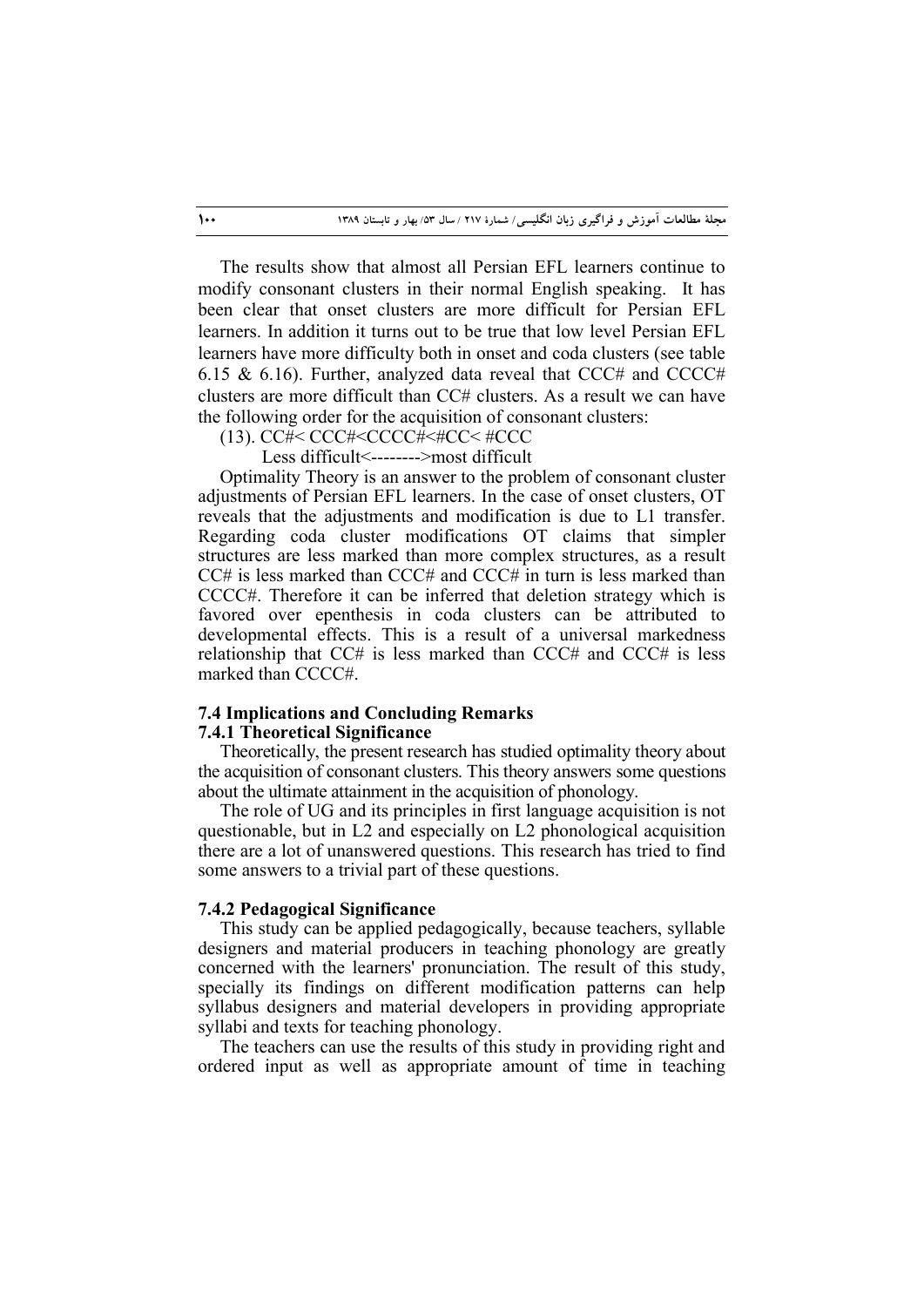The results show that almost all Persian EFL learners continue to modify consonant clusters in their normal English speaking. It has been clear that onset clusters are more difficult for Persian EFL learners. In addition it turns out to be true that low level Persian EFL learners have more difficulty both in onset and coda clusters (see table 6.15 & 6.16). Further, analyzed data reveal that CCC# and CCCC# clusters are more difficult than CC# clusters. As a result we can have the following order for the acquisition of consonant clusters:

(13). CC#< CCC#<CCCC#<#CC< #CCC

Less difficult<-------->most difficult

Optimality Theory is an answer to the problem of consonant cluster adjustments of Persian EFL learners. In the case of onset clusters, OT reveals that the adjustments and modification is due to L1 transfer. Regarding coda cluster modifications OT claims that simpler structures are less marked than more complex structures, as a result CC# is less marked than CCC# and CCC# in turn is less marked than CCCC#. Therefore it can be inferred that deletion strategy which is favored over epenthesis in coda clusters can be attributed to developmental effects. This is a result of a universal markedness relationship that CC# is less marked than CCC# and CCC# is less marked than CCCC#.

### 7.4 Implications and Concluding Remarks

#### 7.4.1 Theoretical Significance

Theoretically, the present research has studied optimality theory about the acquisition of consonant clusters. This theory answers some questions about the ultimate attainment in the acquisition of phonology.

The role of UG and its principles in first language acquisition is not questionable, but in L2 and especially on L2 phonological acquisition there are a lot of unanswered questions. This research has tried to find some answers to a trivial part of these questions.

#### 7.4.2 Pedagogical Significance

This study can be applied pedagogically, because teachers, syllable designers and material producers in teaching phonology are greatly concerned with the learners' pronunciation. The result of this study, specially its findings on different modification patterns can help syllabus designers and material developers in providing appropriate syllabi and texts for teaching phonology.

The teachers can use the results of this study in providing right and ordered input as well as appropriate amount of time in teaching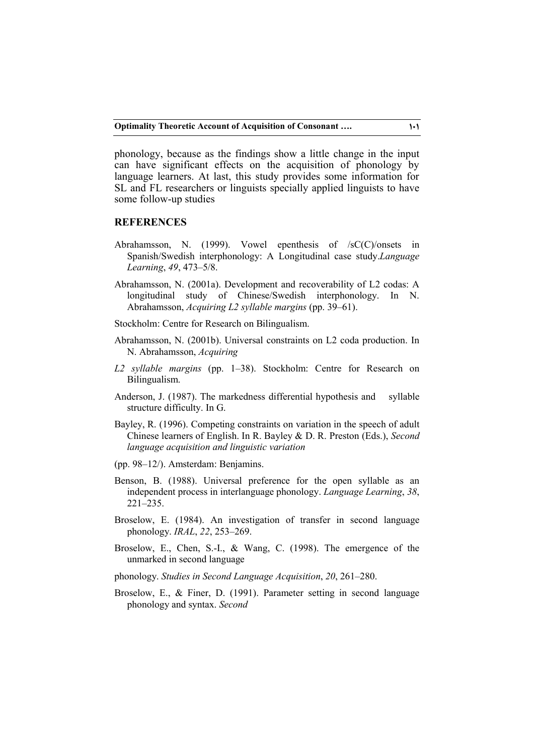phonology, because as the findings show a little change in the input can have significant effects on the acquisition of phonology by language learners. At last, this study provides some information for SL and FL researchers or linguists specially applied linguists to have some follow-up studies

## REFERENCES

Abrahamsson, N. (1999). Vowel epenthesis of /sC(C)/onsets in Spanish/Swedish interphonology: A Longitudinal case study.*Language Learning*, *49*, 473–5/8.

Abrahamsson, N. (2001a). Development and recoverability of L2 codas: A longitudinal study of Chinese/Swedish interphonology. In N. Abrahamsson, *Acquiring L2 syllable margins* (pp. 39–61).

Stockholm: Centre for Research on Bilingualism.

Abrahamsson, N. (2001b). Universal constraints on L2 coda production. In N. Abrahamsson, *Acquiring*

*L2 syllable margins* (pp. 1–38). Stockholm: Centre for Research on Bilingualism.

Anderson, J. (1987). The markedness differential hypothesis and syllable structure difficulty. In G.

Bayley, R. (1996). Competing constraints on variation in the speech of adult Chinese learners of English. In R. Bayley & D. R. Preston (Eds.), *Second language acquisition and linguistic variation*

(pp. 98–12/). Amsterdam: Benjamins.

Benson, B. (1988). Universal preference for the open syllable as an independent process in interlanguage phonology. *Language Learning*, *38*, 221–235.

Broselow, E. (1984). An investigation of transfer in second language phonology. *IRAL*, *22*, 253–269.

Broselow, E., Chen, S.-I., & Wang, C. (1998). The emergence of the unmarked in second language

phonology. *Studies in Second Language Acquisition*, *20*, 261–280.

Broselow, E., & Finer, D. (1991). Parameter setting in second language phonology and syntax. *Second*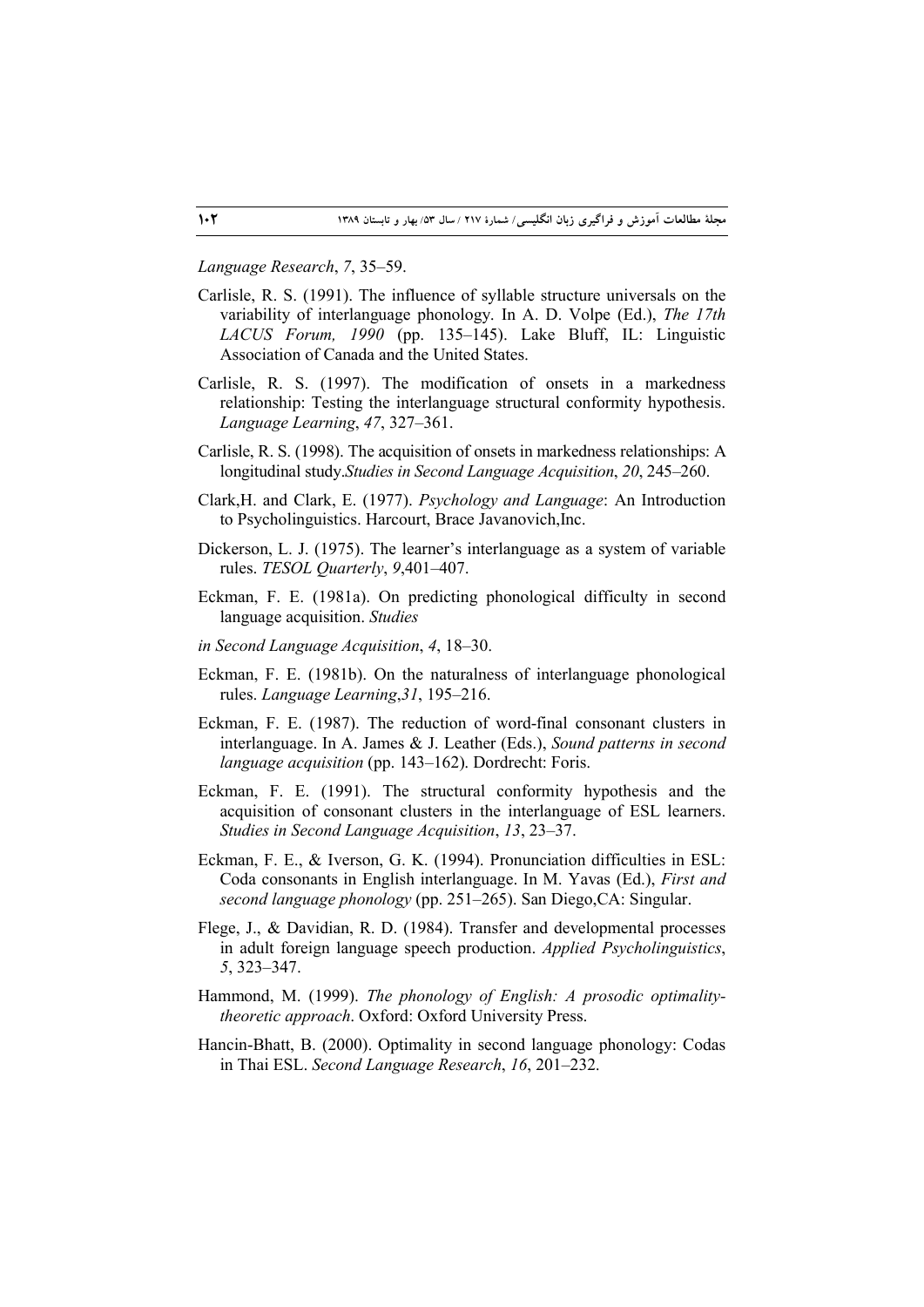*Language Research*, *7*, 35–59.

Carlisle, R. S. (1991). The influence of syllable structure universals on the variability of interlanguage phonology. In A. D. Volpe (Ed.), *The 17th LACUS Forum, 1990* (pp. 135–145). Lake Bluff, IL: Linguistic Association of Canada and the United States.

Carlisle, R. S. (1997). The modification of onsets in a markedness relationship: Testing the interlanguage structural conformity hypothesis. *Language Learning*, *47*, 327–361.

Carlisle, R. S. (1998). The acquisition of onsets in markedness relationships: A longitudinal study.*Studies in Second Language Acquisition*, *20*, 245–260.

Clark,H. and Clark, E. (1977). *Psychology and Language*: An Introduction to Psycholinguistics. Harcourt, Brace Javanovich,Inc.

Dickerson, L. J. (1975). The learner's interlanguage as a system of variable rules. *TESOL Quarterly*, *9*,401–407.

Eckman, F. E. (1981a). On predicting phonological difficulty in second language acquisition. *Studies*

*in Second Language Acquisition*, *4*, 18–30.

Eckman, F. E. (1981b). On the naturalness of interlanguage phonological rules. *Language Learning*,*31*, 195–216.

Eckman, F. E. (1987). The reduction of word-final consonant clusters in interlanguage. In A. James & J. Leather (Eds.), *Sound patterns in second language acquisition* (pp. 143–162). Dordrecht: Foris.

Eckman, F. E. (1991). The structural conformity hypothesis and the acquisition of consonant clusters in the interlanguage of ESL learners. *Studies in Second Language Acquisition*, *13*, 23–37.

Eckman, F. E., & Iverson, G. K. (1994). Pronunciation difficulties in ESL: Coda consonants in English interlanguage. In M. Yavas (Ed.), *First and second language phonology* (pp. 251–265). San Diego,CA: Singular.

Flege, J., & Davidian, R. D. (1984). Transfer and developmental processes in adult foreign language speech production. *Applied Psycholinguistics*, *5*, 323–347.

Hammond, M. (1999). *The phonology of English: A prosodic optimality-theoretic approach*. Oxford: Oxford University Press.

Hancin-Bhatt, B. (2000). Optimality in second language phonology: Codas in Thai ESL. *Second Language Research*, *16*, 201–232.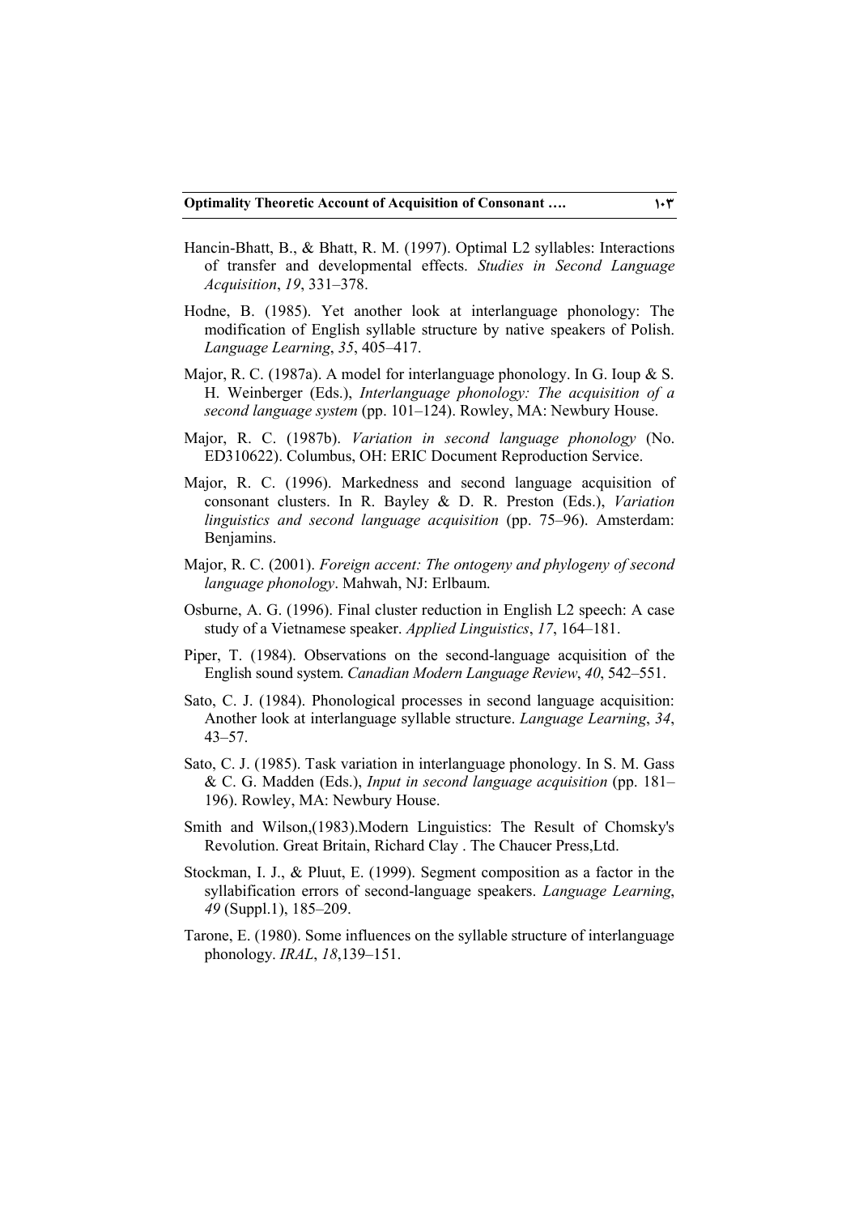Hancin-Bhatt, B., & Bhatt, R. M. (1997). Optimal L2 syllables: Interactions of transfer and developmental effects. *Studies in Second Language Acquisition*, *19*, 331–378.

Hodne, B. (1985). Yet another look at interlanguage phonology: The modification of English syllable structure by native speakers of Polish. *Language Learning*, *35*, 405–417.

Major, R. C. (1987a). A model for interlanguage phonology. In G. Ioup & S. H. Weinberger (Eds.), *Interlanguage phonology: The acquisition of a second language system* (pp. 101–124). Rowley, MA: Newbury House.

Major, R. C. (1987b). *Variation in second language phonology* (No. ED310622). Columbus, OH: ERIC Document Reproduction Service.

Major, R. C. (1996). Markedness and second language acquisition of consonant clusters. In R. Bayley & D. R. Preston (Eds.), *Variation linguistics and second language acquisition* (pp. 75–96). Amsterdam: Benjamins.

Major, R. C. (2001). *Foreign accent: The ontogeny and phylogeny of second language phonology*. Mahwah, NJ: Erlbaum.

Osburne, A. G. (1996). Final cluster reduction in English L2 speech: A case study of a Vietnamese speaker. *Applied Linguistics*, *17*, 164–181.

Piper, T. (1984). Observations on the second-language acquisition of the English sound system. *Canadian Modern Language Review*, *40*, 542–551.

Sato, C. J. (1984). Phonological processes in second language acquisition: Another look at interlanguage syllable structure. *Language Learning*, *34*, 43–57.

Sato, C. J. (1985). Task variation in interlanguage phonology. In S. M. Gass & C. G. Madden (Eds.), *Input in second language acquisition* (pp. 181–196). Rowley, MA: Newbury House.

Smith and Wilson,(1983).Modern Linguistics: The Result of Chomsky's Revolution. Great Britain, Richard Clay . The Chaucer Press,Ltd.

Stockman, I. J., & Pluut, E. (1999). Segment composition as a factor in the syllabification errors of second-language speakers. *Language Learning*, *49* (Suppl.1), 185–209.

Tarone, E. (1980). Some influences on the syllable structure of interlanguage phonology. *IRAL*, *18*,139–151.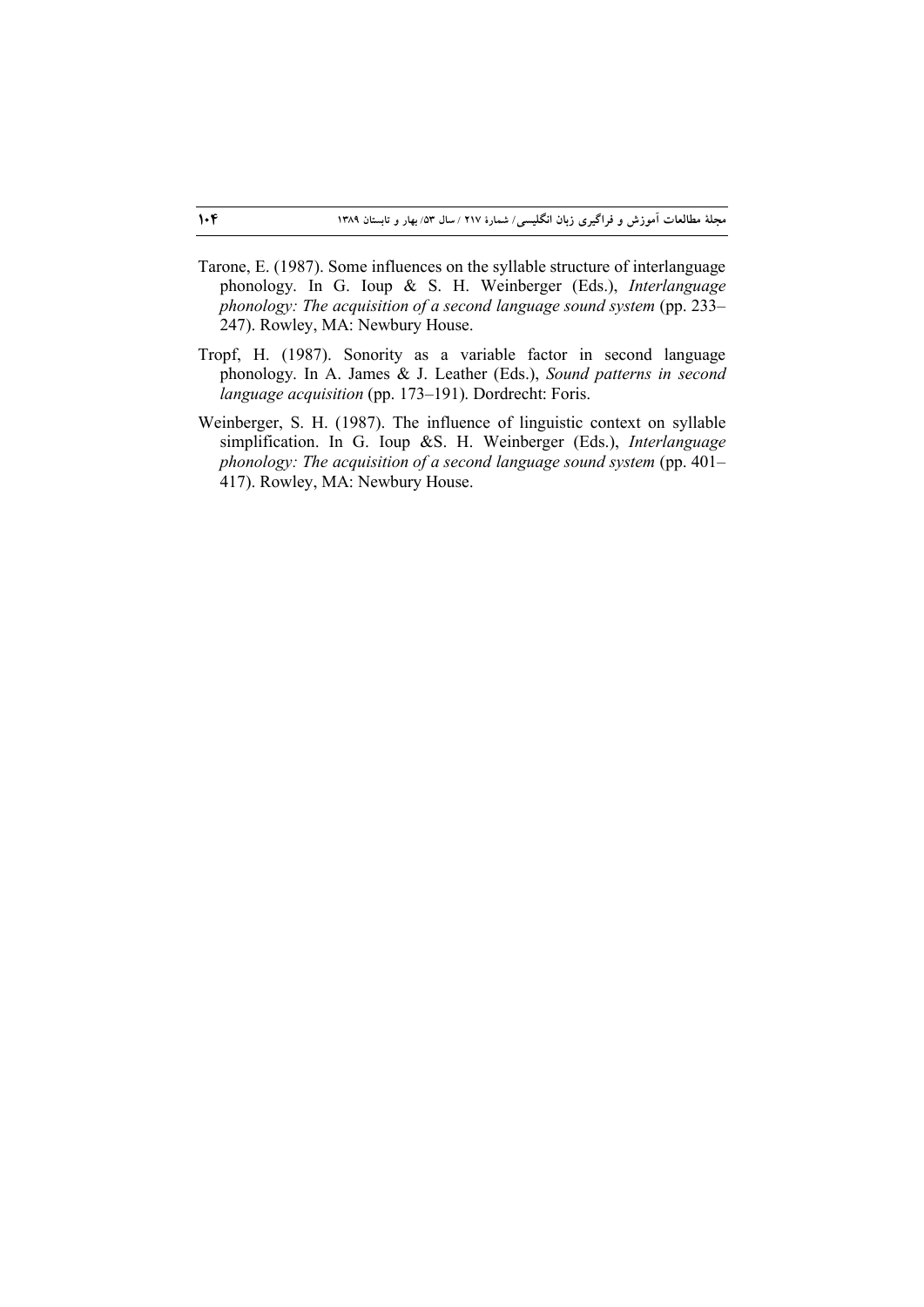Tarone, E. (1987). Some influences on the syllable structure of interlanguage phonology. In G. Ioup & S. H. Weinberger (Eds.), *Interlanguage phonology: The acquisition of a second language sound system* (pp. 233–247). Rowley, MA: Newbury House.

Tropf, H. (1987). Sonority as a variable factor in second language phonology. In A. James & J. Leather (Eds.), *Sound patterns in second language acquisition* (pp. 173–191). Dordrecht: Foris.

Weinberger, S. H. (1987). The influence of linguistic context on syllable simplification. In G. Ioup &S. H. Weinberger (Eds.), *Interlanguage phonology: The acquisition of a second language sound system* (pp. 401–417). Rowley, MA: Newbury House.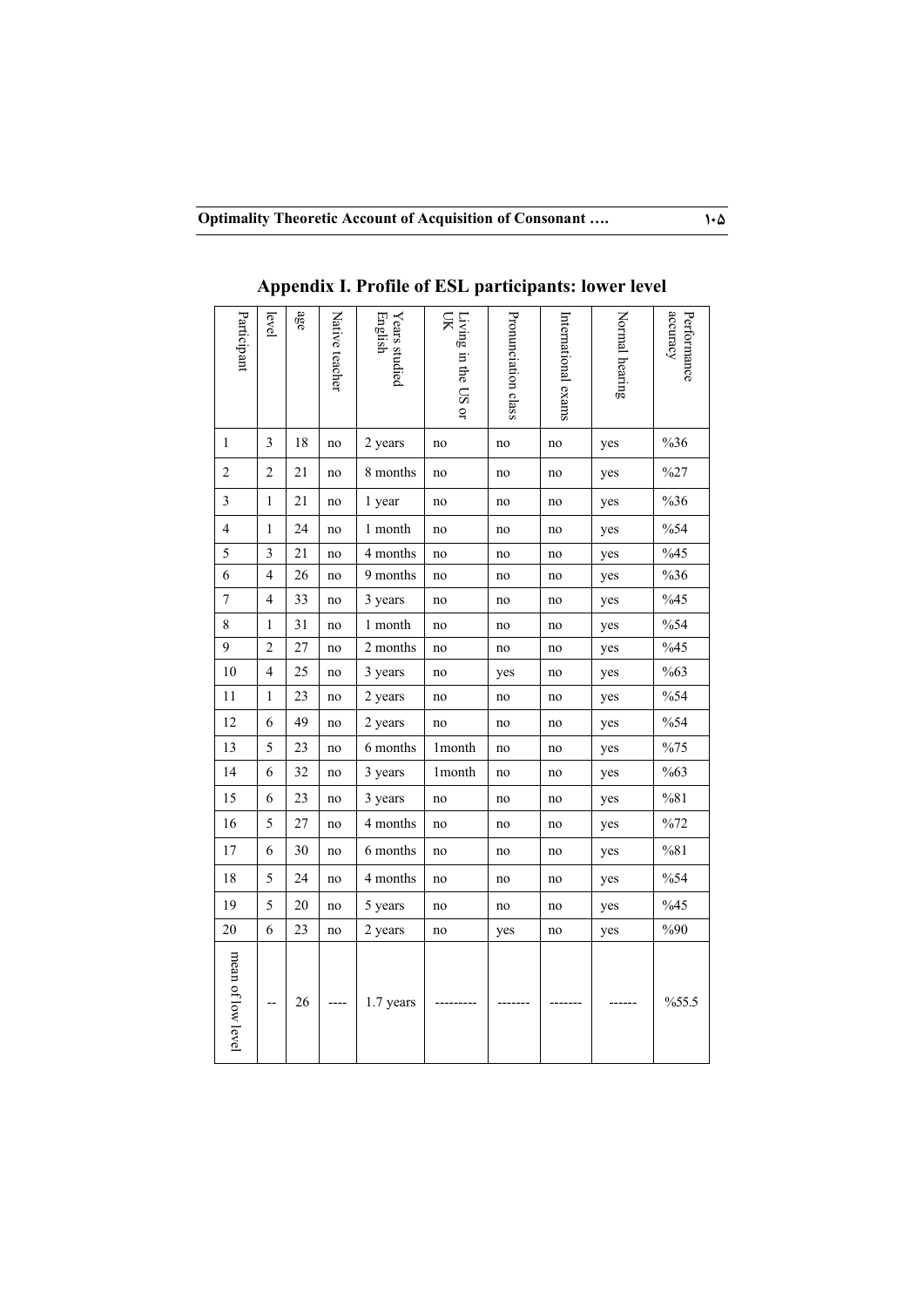## Appendix I. Profile of ESL participants: lower level

| Participant | level | age | Native teacher | Years studied English | Living in the US or UK | Pronunciation class | International exams | Normal hearing | Performance accuracy |
|---|---|---|---|---|---|---|---|---|---|
| 1 | 3 | 18 | no | 2 years | no | no | no | yes | %36 |
| 2 | 2 | 21 | no | 8 months | no | no | no | yes | %27 |
| 3 | 1 | 21 | no | 1 year | no | no | no | yes | %36 |
| 4 | 1 | 24 | no | 1 month | no | no | no | yes | %54 |
| 5 | 3 | 21 | no | 4 months | no | no | no | yes | %45 |
| 6 | 4 | 26 | no | 9 months | no | no | no | yes | %36 |
| 7 | 4 | 33 | no | 3 years | no | no | no | yes | %45 |
| 8 | 1 | 31 | no | 1 month | no | no | no | yes | %54 |
| 9 | 2 | 27 | no | 2 months | no | no | no | yes | %45 |
| 10 | 4 | 25 | no | 3 years | no | yes | no | yes | %63 |
| 11 | 1 | 23 | no | 2 years | no | no | no | yes | %54 |
| 12 | 6 | 49 | no | 2 years | no | no | no | yes | %54 |
| 13 | 5 | 23 | no | 6 months | 1month | no | no | yes | %75 |
| 14 | 6 | 32 | no | 3 years | 1month | no | no | yes | %63 |
| 15 | 6 | 23 | no | 3 years | no | no | no | yes | %81 |
| 16 | 5 | 27 | no | 4 months | no | no | no | yes | %72 |
| 17 | 6 | 30 | no | 6 months | no | no | no | yes | %81 |
| 18 | 5 | 24 | no | 4 months | no | no | no | yes | %54 |
| 19 | 5 | 20 | no | 5 years | no | no | no | yes | %45 |
| 20 | 6 | 23 | no | 2 years | no | yes | no | yes | %90 |
| mean of low level | -- | 26 | ---- | 1.7 years | --------- | ------- | ------- | ------ | %55.5 |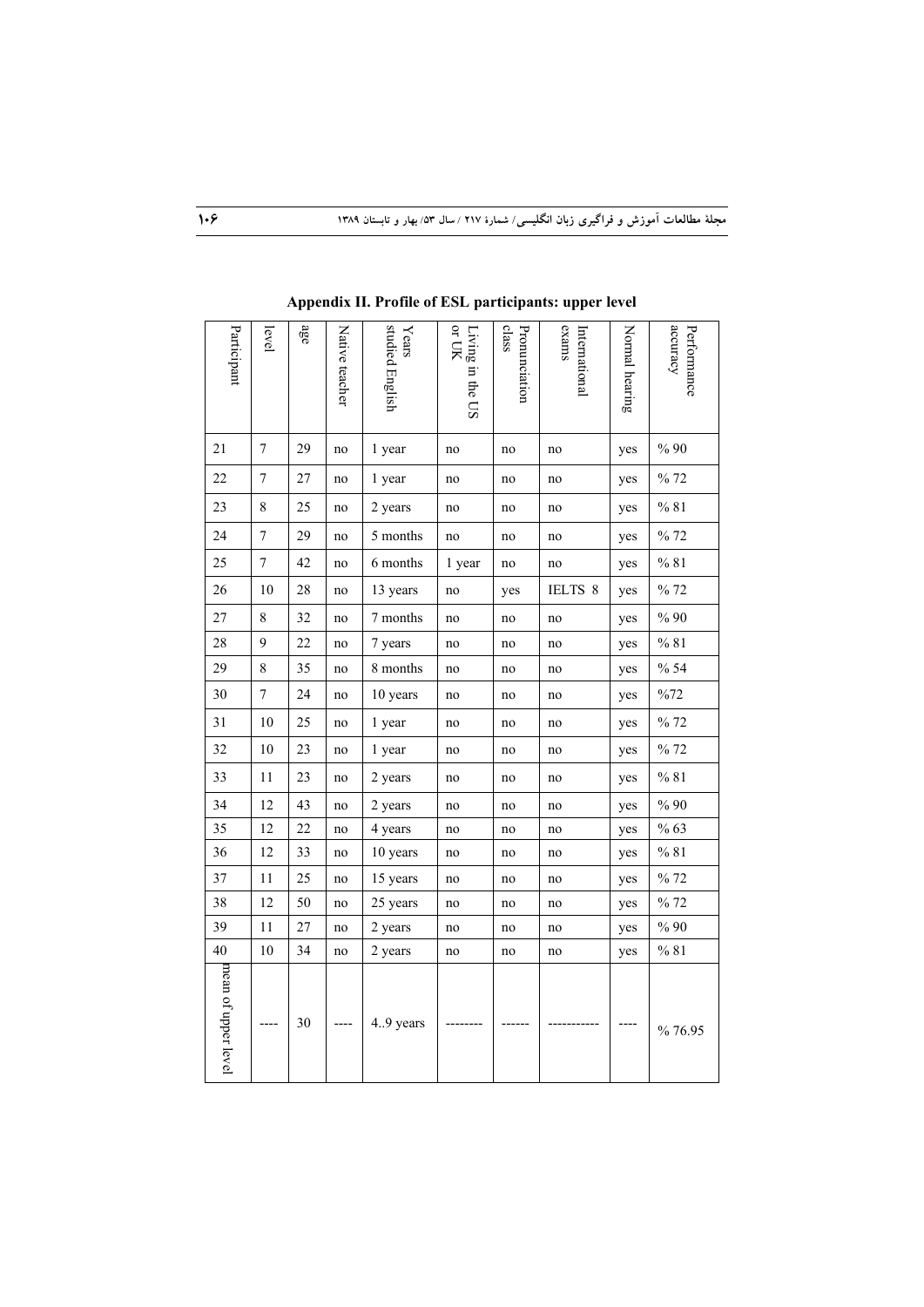## Appendix II. Profile of ESL participants: upper level

| Participant | level | age | Native teacher | Years studied English | Living in the US or UK | Pronunciation class | International exams | Normal hearing | Performance accuracy |
|---|---|---|---|---|---|---|---|---|---|
| 21 | 7 | 29 | no | 1 year | no | no | no | yes | % 90 |
| 22 | 7 | 27 | no | 1 year | no | no | no | yes | % 72 |
| 23 | 8 | 25 | no | 2 years | no | no | no | yes | % 81 |
| 24 | 7 | 29 | no | 5 months | no | no | no | yes | % 72 |
| 25 | 7 | 42 | no | 6 months | 1 year | no | no | yes | % 81 |
| 26 | 10 | 28 | no | 13 years | no | yes | IELTS 8 | yes | % 72 |
| 27 | 8 | 32 | no | 7 months | no | no | no | yes | % 90 |
| 28 | 9 | 22 | no | 7 years | no | no | no | yes | % 81 |
| 29 | 8 | 35 | no | 8 months | no | no | no | yes | % 54 |
| 30 | 7 | 24 | no | 10 years | no | no | no | yes | %72 |
| 31 | 10 | 25 | no | 1 year | no | no | no | yes | % 72 |
| 32 | 10 | 23 | no | 1 year | no | no | no | yes | % 72 |
| 33 | 11 | 23 | no | 2 years | no | no | no | yes | % 81 |
| 34 | 12 | 43 | no | 2 years | no | no | no | yes | % 90 |
| 35 | 12 | 22 | no | 4 years | no | no | no | yes | % 63 |
| 36 | 12 | 33 | no | 10 years | no | no | no | yes | % 81 |
| 37 | 11 | 25 | no | 15 years | no | no | no | yes | % 72 |
| 38 | 12 | 50 | no | 25 years | no | no | no | yes | % 72 |
| 39 | 11 | 27 | no | 2 years | no | no | no | yes | % 90 |
| 40 | 10 | 34 | no | 2 years | no | no | no | yes | % 81 |
| mean of upper level | ---- | 30 | ---- | 4..9 years | -------- | ------ | ----------- | ---- | % 76.95 |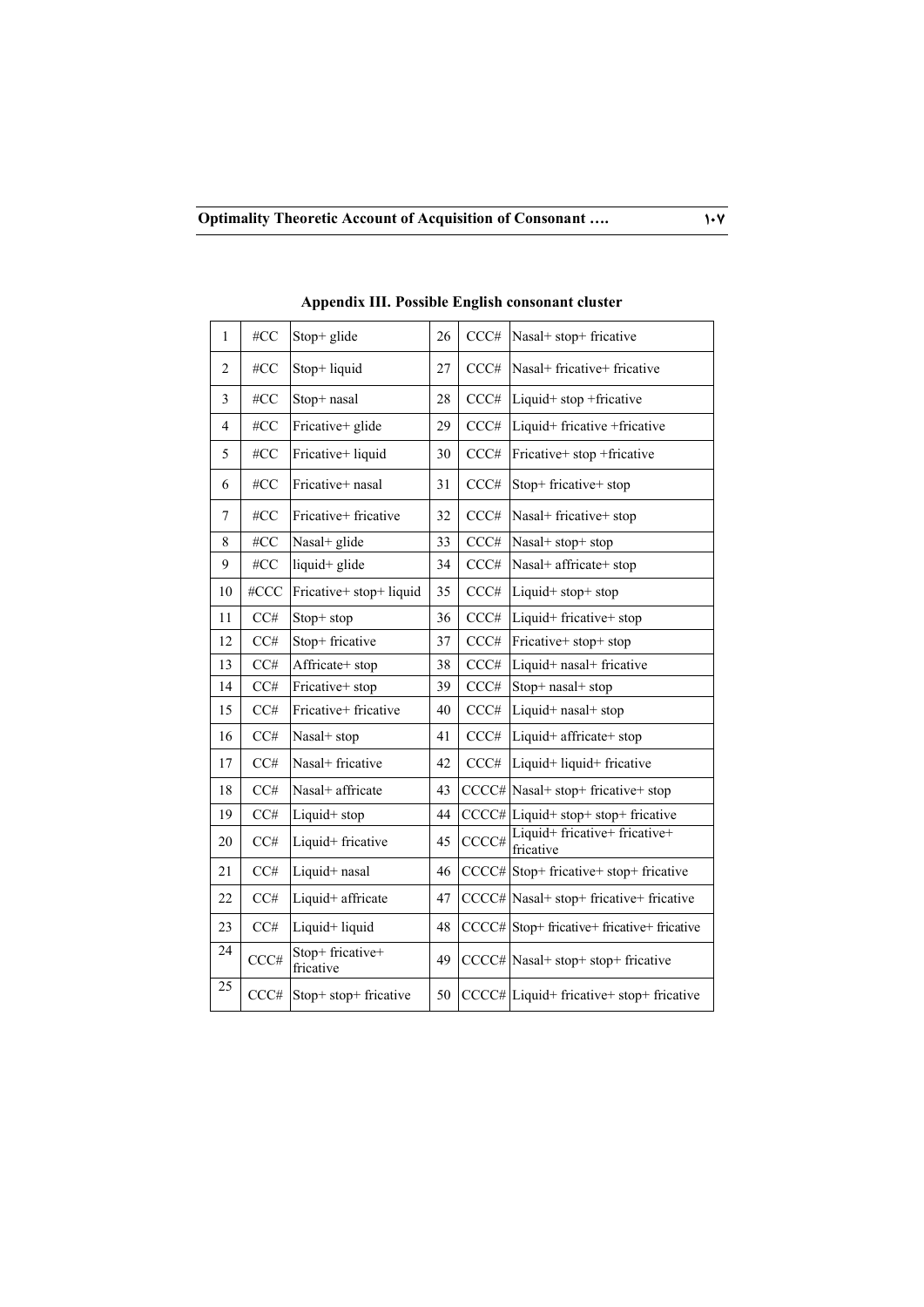## Appendix III. Possible English consonant cluster

| 1 | #CC | Stop+ glide | 26 | CCC# | Nasal+ stop+ fricative |
|---|---|---|---|---|---|
| 2 | #CC | Stop+ liquid | 27 | CCC# | Nasal+ fricative+ fricative |
| 3 | #CC | Stop+ nasal | 28 | CCC# | Liquid+ stop +fricative |
| 4 | #CC | Fricative+ glide | 29 | CCC# | Liquid+ fricative +fricative |
| 5 | #CC | Fricative+ liquid | 30 | CCC# | Fricative+ stop +fricative |
| 6 | #CC | Fricative+ nasal | 31 | CCC# | Stop+ fricative+ stop |
| 7 | #CC | Fricative+ fricative | 32 | CCC# | Nasal+ fricative+ stop |
| 8 | #CC | Nasal+ glide | 33 | CCC# | Nasal+ stop+ stop |
| 9 | #CC | liquid+ glide | 34 | CCC# | Nasal+ affricate+ stop |
| 10 | #CCC | Fricative+ stop+ liquid | 35 | CCC# | Liquid+ stop+ stop |
| 11 | CC# | Stop+ stop | 36 | CCC# | Liquid+ fricative+ stop |
| 12 | CC# | Stop+ fricative | 37 | CCC# | Fricative+ stop+ stop |
| 13 | CC# | Affricate+ stop | 38 | CCC# | Liquid+ nasal+ fricative |
| 14 | CC# | Fricative+ stop | 39 | CCC# | Stop+ nasal+ stop |
| 15 | CC# | Fricative+ fricative | 40 | CCC# | Liquid+ nasal+ stop |
| 16 | CC# | Nasal+ stop | 41 | CCC# | Liquid+ affricate+ stop |
| 17 | CC# | Nasal+ fricative | 42 | CCC# | Liquid+ liquid+ fricative |
| 18 | CC# | Nasal+ affricate | 43 | CCCC# | Nasal+ stop+ fricative+ stop |
| 19 | CC# | Liquid+ stop | 44 | CCCC# | Liquid+ stop+ stop+ fricative |
| 20 | CC# | Liquid+ fricative | 45 | CCCC# | Liquid+ fricative+ fricative+ fricative |
| 21 | CC# | Liquid+ nasal | 46 | CCCC# | Stop+ fricative+ stop+ fricative |
| 22 | CC# | Liquid+ affricate | 47 | CCCC# | Nasal+ stop+ fricative+ fricative |
| 23 | CC# | Liquid+ liquid | 48 | CCCC# | Stop+ fricative+ fricative+ fricative |
| 24 | CCC# | Stop+ fricative+ fricative | 49 | CCCC# | Nasal+ stop+ stop+ fricative |
| 25 | CCC# | Stop+ stop+ fricative | 50 | CCCC# | Liquid+ fricative+ stop+ fricative |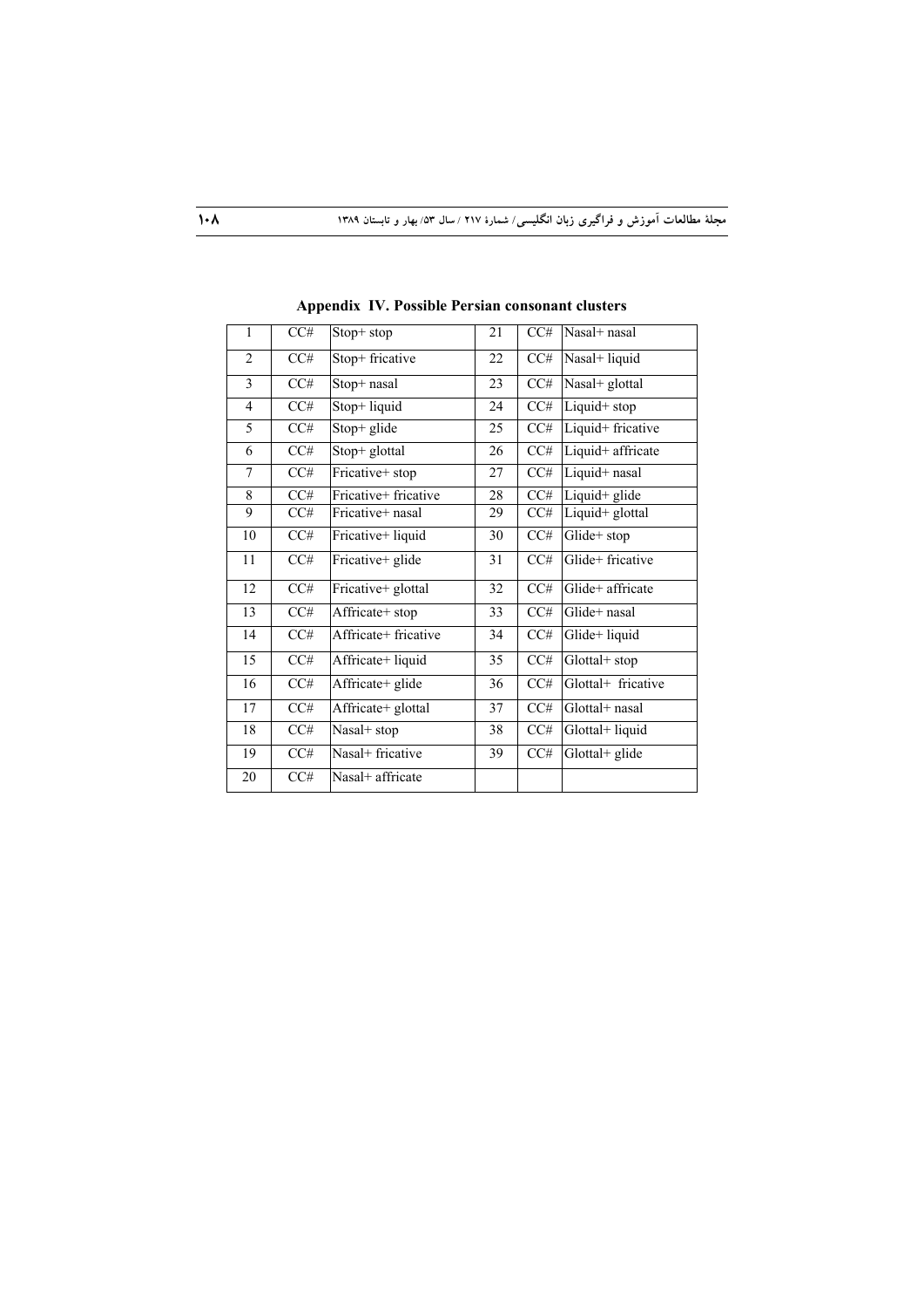## Appendix IV. Possible Persian consonant clusters

| 1 | CC# | Stop+ stop | 21 | CC# | Nasal+ nasal |
|---|---|---|---|---|---|
| 2 | CC# | Stop+ fricative | 22 | CC# | Nasal+ liquid |
| 3 | CC# | Stop+ nasal | 23 | CC# | Nasal+ glottal |
| 4 | CC# | Stop+ liquid | 24 | CC# | Liquid+ stop |
| 5 | CC# | Stop+ glide | 25 | CC# | Liquid+ fricative |
| 6 | CC# | Stop+ glottal | 26 | CC# | Liquid+ affricate |
| 7 | CC# | Fricative+ stop | 27 | CC# | Liquid+ nasal |
| 8 | CC# | Fricative+ fricative | 28 | CC# | Liquid+ glide |
| 9 | CC# | Fricative+ nasal | 29 | CC# | Liquid+ glottal |
| 10 | CC# | Fricative+ liquid | 30 | CC# | Glide+ stop |
| 11 | CC# | Fricative+ glide | 31 | CC# | Glide+ fricative |
| 12 | CC# | Fricative+ glottal | 32 | CC# | Glide+ affricate |
| 13 | CC# | Affricate+ stop | 33 | CC# | Glide+ nasal |
| 14 | CC# | Affricate+ fricative | 34 | CC# | Glide+ liquid |
| 15 | CC# | Affricate+ liquid | 35 | CC# | Glottal+ stop |
| 16 | CC# | Affricate+ glide | 36 | CC# | Glottal+ fricative |
| 17 | CC# | Affricate+ glottal | 37 | CC# | Glottal+ nasal |
| 18 | CC# | Nasal+ stop | 38 | CC# | Glottal+ liquid |
| 19 | CC# | Nasal+ fricative | 39 | CC# | Glottal+ glide |
| 20 | CC# | Nasal+ affricate | | | |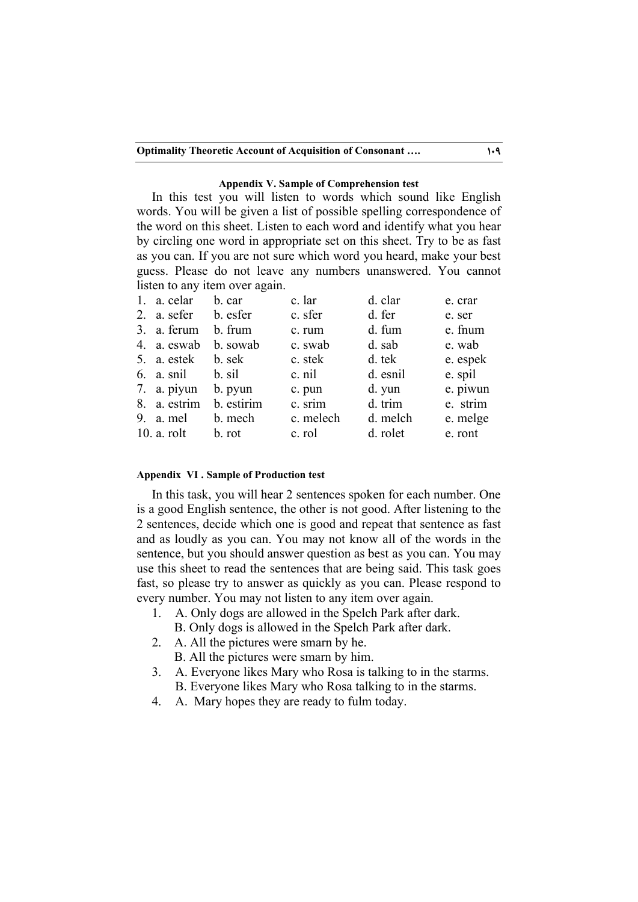### Appendix V. Sample of Comprehension test

In this test you will listen to words which sound like English words. You will be given a list of possible spelling correspondence of the word on this sheet. Listen to each word and identify what you hear by circling one word in appropriate set on this sheet. Try to be as fast as you can. If you are not sure which word you heard, make your best guess. Please do not leave any numbers unanswered. You cannot listen to any item over again.

| | | | | | |
|---|---|---|---|---|---|
| 1. | a. celar | b. car | c. lar | d. clar | e. crar |
| 2. | a. sefer | b. esfer | c. sfer | d. fer | e. ser |
| 3. | a. ferum | b. frum | c. rum | d. fum | e. fnum |
| 4. | a. eswab | b. sowab | c. swab | d. sab | e. wab |
| 5. | a. estek | b. sek | c. stek | d. tek | e. espek |
| 6. | a. snil | b. sil | c. nil | d. esnil | e. spil |
| 7. | a. piyun | b. pyun | c. pun | d. yun | e. piwun |
| 8. | a. estrim | b. estirim | c. srim | d. trim | e. strim |
| 9. | a. mel | b. mech | c. melech | d. melch | e. melge |
| 10. | a. rolt | b. rot | c. rol | d. rolet | e. ront |

### Appendix VI. Sample of Production test

In this task, you will hear 2 sentences spoken for each number. One is a good English sentence, the other is not good. After listening to the 2 sentences, decide which one is good and repeat that sentence as fast and as loudly as you can. You may not know all of the words in the sentence, but you should answer question as best as you can. You may use this sheet to read the sentences that are being said. This task goes fast, so please try to answer as quickly as you can. Please respond to every number. You may not listen to any item over again.

1. A. Only dogs are allowed in the Spelch Park after dark.
   B. Only dogs is allowed in the Spelch Park after dark.
2. A. All the pictures were smarn by he.
   B. All the pictures were smarn by him.
3. A. Everyone likes Mary who Rosa is talking to in the starms.
   B. Everyone likes Mary who Rosa talking to in the starms.
4. A. Mary hopes they are ready to fulm today.